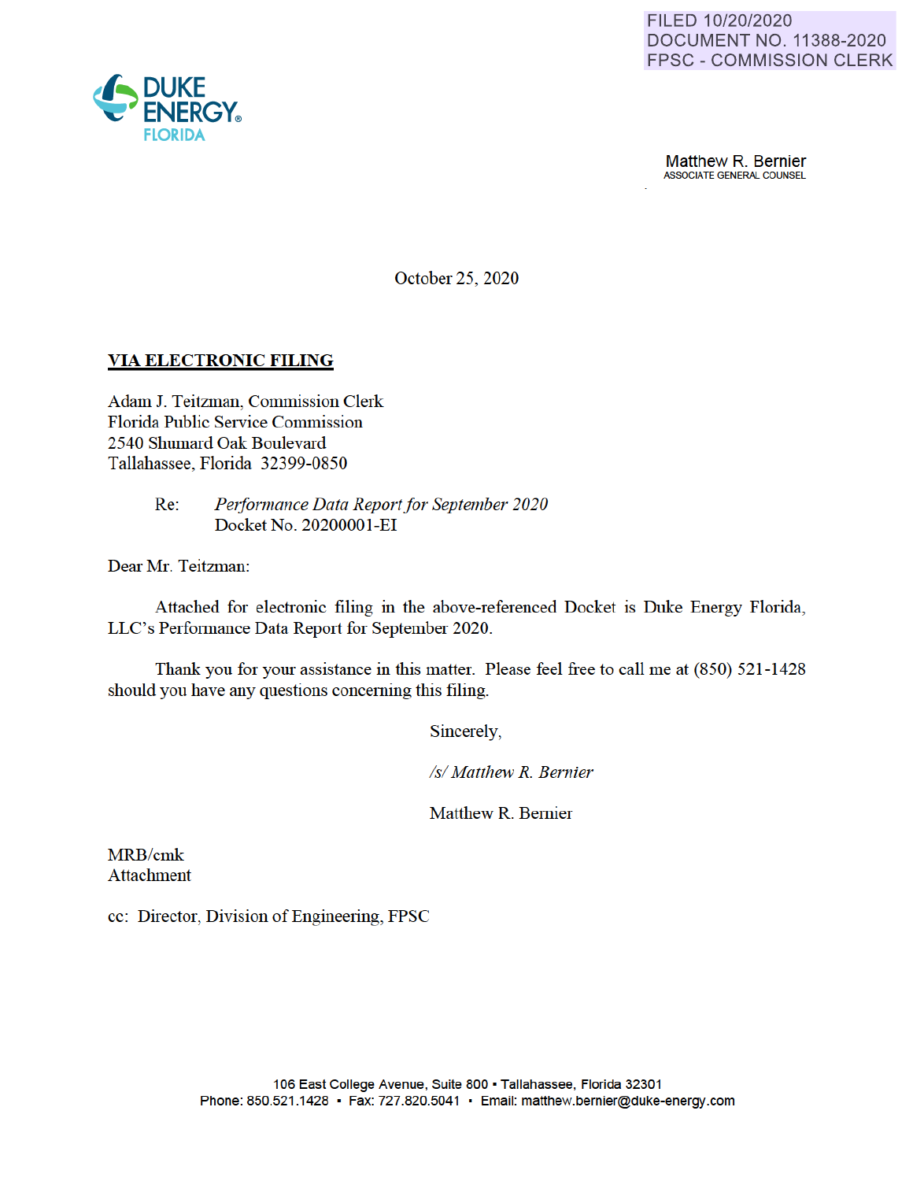FILED 10/20/2020
DOCUMENT NO. 11388-2020
FPSC - COMMISSION CLERK

DUKE ENERGY® FLORIDA

Matthew R. Bernier
ASSOCIATE GENERAL COUNSEL

October 25, 2020

**VIA ELECTRONIC FILING**

Adam J. Teitzman, Commission Clerk
Florida Public Service Commission
2540 Shumard Oak Boulevard
Tallahassee, Florida 32399-0850

Re: *Performance Data Report for September 2020*
Docket No. 20200001-EI

Dear Mr. Teitzman:

Attached for electronic filing in the above-referenced Docket is Duke Energy Florida, LLC's Performance Data Report for September 2020.

Thank you for your assistance in this matter. Please feel free to call me at (850) 521-1428 should you have any questions concerning this filing.

Sincerely,

*/s/ Matthew R. Bernier*

Matthew R. Bernier

MRB/cmk
Attachment

cc: Director, Division of Engineering, FPSC

106 East College Avenue, Suite 800 ▪ Tallahassee, Florida 32301
Phone: 850.521.1428 ▪ Fax: 727.820.5041 ▪ Email: matthew.bernier@duke-energy.com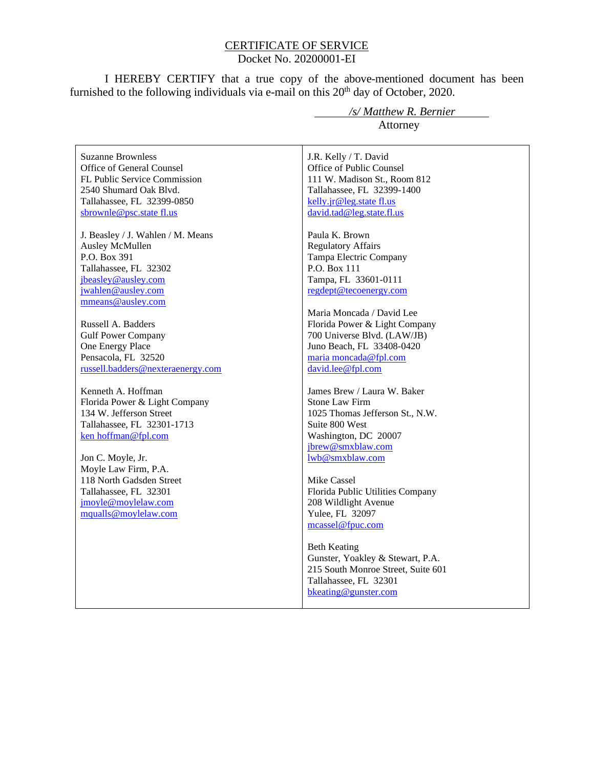## CERTIFICATE OF SERVICE

Docket No. 20200001-EI

I HEREBY CERTIFY that a true copy of the above-mentioned document has been furnished to the following individuals via e-mail on this 20th day of October, 2020.

*/s/ Matthew R. Bernier*
Attorney

Suzanne Brownless
Office of General Counsel
FL Public Service Commission
2540 Shumard Oak Blvd.
Tallahassee, FL 32399-0850
sbrownle@psc.state fl.us

J. Beasley / J. Wahlen / M. Means
Ausley McMullen
P.O. Box 391
Tallahassee, FL 32302
jbeasley@ausley.com
jwahlen@ausley.com
mmeans@ausley.com

Russell A. Badders
Gulf Power Company
One Energy Place
Pensacola, FL 32520
russell.badders@nexteraenergy.com

Kenneth A. Hoffman
Florida Power & Light Company
134 W. Jefferson Street
Tallahassee, FL 32301-1713
ken hoffman@fpl.com

Jon C. Moyle, Jr.
Moyle Law Firm, P.A.
118 North Gadsden Street
Tallahassee, FL 32301
jmoyle@moylelaw.com
mqualls@moylelaw.com

J.R. Kelly / T. David
Office of Public Counsel
111 W. Madison St., Room 812
Tallahassee, FL 32399-1400
kelly.jr@leg.state fl.us
david.tad@leg.state.fl.us

Paula K. Brown
Regulatory Affairs
Tampa Electric Company
P.O. Box 111
Tampa, FL 33601-0111
regdept@tecoenergy.com

Maria Moncada / David Lee
Florida Power & Light Company
700 Universe Blvd. (LAW/JB)
Juno Beach, FL 33408-0420
maria moncada@fpl.com
david.lee@fpl.com

James Brew / Laura W. Baker
Stone Law Firm
1025 Thomas Jefferson St., N.W.
Suite 800 West
Washington, DC 20007
jbrew@smxblaw.com
lwb@smxblaw.com

Mike Cassel
Florida Public Utilities Company
208 Wildlight Avenue
Yulee, FL 32097
mcassel@fpuc.com

Beth Keating
Gunster, Yoakley & Stewart, P.A.
215 South Monroe Street, Suite 601
Tallahassee, FL 32301
bkeating@gunster.com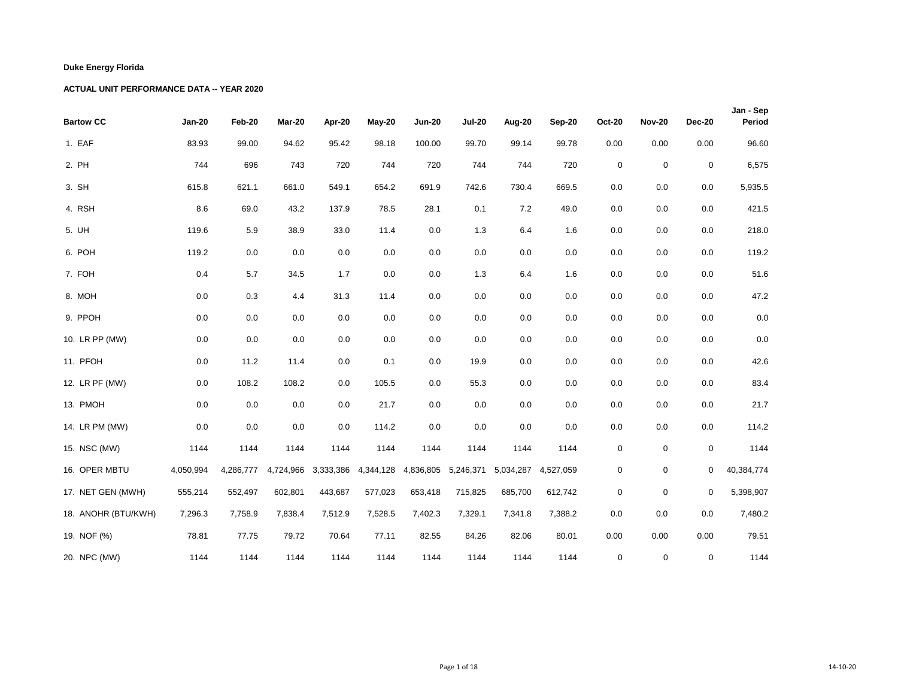**Duke Energy Florida**

**ACTUAL UNIT PERFORMANCE DATA -- YEAR 2020**

| Bartow CC | Jan-20 | Feb-20 | Mar-20 | Apr-20 | May-20 | Jun-20 | Jul-20 | Aug-20 | Sep-20 | Oct-20 | Nov-20 | Dec-20 | Jan - Sep Period |
|---|---|---|---|---|---|---|---|---|---|---|---|---|---|
| 1. EAF | 83.93 | 99.00 | 94.62 | 95.42 | 98.18 | 100.00 | 99.70 | 99.14 | 99.78 | 0.00 | 0.00 | 0.00 | 96.60 |
| 2. PH | 744 | 696 | 743 | 720 | 744 | 720 | 744 | 744 | 720 | 0 | 0 | 0 | 6,575 |
| 3. SH | 615.8 | 621.1 | 661.0 | 549.1 | 654.2 | 691.9 | 742.6 | 730.4 | 669.5 | 0.0 | 0.0 | 0.0 | 5,935.5 |
| 4. RSH | 8.6 | 69.0 | 43.2 | 137.9 | 78.5 | 28.1 | 0.1 | 7.2 | 49.0 | 0.0 | 0.0 | 0.0 | 421.5 |
| 5. UH | 119.6 | 5.9 | 38.9 | 33.0 | 11.4 | 0.0 | 1.3 | 6.4 | 1.6 | 0.0 | 0.0 | 0.0 | 218.0 |
| 6. POH | 119.2 | 0.0 | 0.0 | 0.0 | 0.0 | 0.0 | 0.0 | 0.0 | 0.0 | 0.0 | 0.0 | 0.0 | 119.2 |
| 7. FOH | 0.4 | 5.7 | 34.5 | 1.7 | 0.0 | 0.0 | 1.3 | 6.4 | 1.6 | 0.0 | 0.0 | 0.0 | 51.6 |
| 8. MOH | 0.0 | 0.3 | 4.4 | 31.3 | 11.4 | 0.0 | 0.0 | 0.0 | 0.0 | 0.0 | 0.0 | 0.0 | 47.2 |
| 9. PPOH | 0.0 | 0.0 | 0.0 | 0.0 | 0.0 | 0.0 | 0.0 | 0.0 | 0.0 | 0.0 | 0.0 | 0.0 | 0.0 |
| 10. LR PP (MW) | 0.0 | 0.0 | 0.0 | 0.0 | 0.0 | 0.0 | 0.0 | 0.0 | 0.0 | 0.0 | 0.0 | 0.0 | 0.0 |
| 11. PFOH | 0.0 | 11.2 | 11.4 | 0.0 | 0.1 | 0.0 | 19.9 | 0.0 | 0.0 | 0.0 | 0.0 | 0.0 | 42.6 |
| 12. LR PF (MW) | 0.0 | 108.2 | 108.2 | 0.0 | 105.5 | 0.0 | 55.3 | 0.0 | 0.0 | 0.0 | 0.0 | 0.0 | 83.4 |
| 13. PMOH | 0.0 | 0.0 | 0.0 | 0.0 | 21.7 | 0.0 | 0.0 | 0.0 | 0.0 | 0.0 | 0.0 | 0.0 | 21.7 |
| 14. LR PM (MW) | 0.0 | 0.0 | 0.0 | 0.0 | 114.2 | 0.0 | 0.0 | 0.0 | 0.0 | 0.0 | 0.0 | 0.0 | 114.2 |
| 15. NSC (MW) | 1144 | 1144 | 1144 | 1144 | 1144 | 1144 | 1144 | 1144 | 1144 | 0 | 0 | 0 | 1144 |
| 16. OPER MBTU | 4,050,994 | 4,286,777 | 4,724,966 | 3,333,386 | 4,344,128 | 4,836,805 | 5,246,371 | 5,034,287 | 4,527,059 | 0 | 0 | 0 | 40,384,774 |
| 17. NET GEN (MWH) | 555,214 | 552,497 | 602,801 | 443,687 | 577,023 | 653,418 | 715,825 | 685,700 | 612,742 | 0 | 0 | 0 | 5,398,907 |
| 18. ANOHR (BTU/KWH) | 7,296.3 | 7,758.9 | 7,838.4 | 7,512.9 | 7,528.5 | 7,402.3 | 7,329.1 | 7,341.8 | 7,388.2 | 0.0 | 0.0 | 0.0 | 7,480.2 |
| 19. NOF (%) | 78.81 | 77.75 | 79.72 | 70.64 | 77.11 | 82.55 | 84.26 | 82.06 | 80.01 | 0.00 | 0.00 | 0.00 | 79.51 |
| 20. NPC (MW) | 1144 | 1144 | 1144 | 1144 | 1144 | 1144 | 1144 | 1144 | 1144 | 0 | 0 | 0 | 1144 |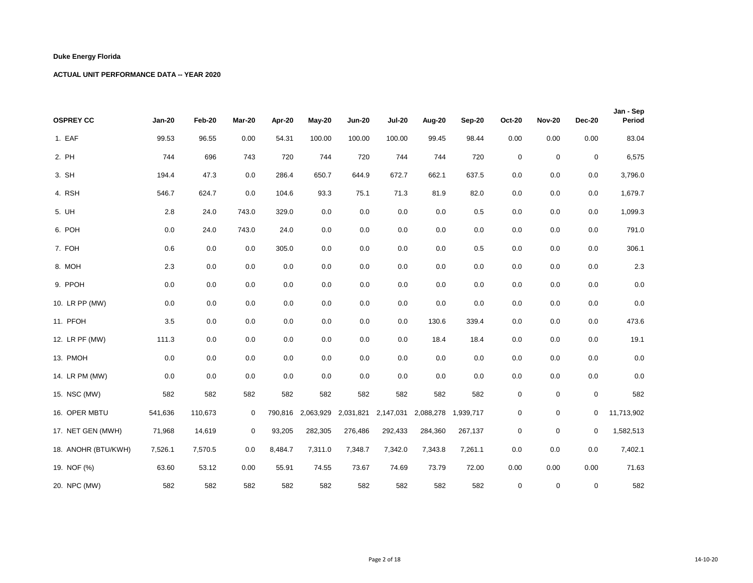**Duke Energy Florida**

**ACTUAL UNIT PERFORMANCE DATA -- YEAR 2020**

| OSPREY CC | Jan-20 | Feb-20 | Mar-20 | Apr-20 | May-20 | Jun-20 | Jul-20 | Aug-20 | Sep-20 | Oct-20 | Nov-20 | Dec-20 | Jan - Sep Period |
|---|---|---|---|---|---|---|---|---|---|---|---|---|---|
| 1. EAF | 99.53 | 96.55 | 0.00 | 54.31 | 100.00 | 100.00 | 100.00 | 99.45 | 98.44 | 0.00 | 0.00 | 0.00 | 83.04 |
| 2. PH | 744 | 696 | 743 | 720 | 744 | 720 | 744 | 744 | 720 | 0 | 0 | 0 | 6,575 |
| 3. SH | 194.4 | 47.3 | 0.0 | 286.4 | 650.7 | 644.9 | 672.7 | 662.1 | 637.5 | 0.0 | 0.0 | 0.0 | 3,796.0 |
| 4. RSH | 546.7 | 624.7 | 0.0 | 104.6 | 93.3 | 75.1 | 71.3 | 81.9 | 82.0 | 0.0 | 0.0 | 0.0 | 1,679.7 |
| 5. UH | 2.8 | 24.0 | 743.0 | 329.0 | 0.0 | 0.0 | 0.0 | 0.0 | 0.5 | 0.0 | 0.0 | 0.0 | 1,099.3 |
| 6. POH | 0.0 | 24.0 | 743.0 | 24.0 | 0.0 | 0.0 | 0.0 | 0.0 | 0.0 | 0.0 | 0.0 | 0.0 | 791.0 |
| 7. FOH | 0.6 | 0.0 | 0.0 | 305.0 | 0.0 | 0.0 | 0.0 | 0.0 | 0.5 | 0.0 | 0.0 | 0.0 | 306.1 |
| 8. MOH | 2.3 | 0.0 | 0.0 | 0.0 | 0.0 | 0.0 | 0.0 | 0.0 | 0.0 | 0.0 | 0.0 | 0.0 | 2.3 |
| 9. PPOH | 0.0 | 0.0 | 0.0 | 0.0 | 0.0 | 0.0 | 0.0 | 0.0 | 0.0 | 0.0 | 0.0 | 0.0 | 0.0 |
| 10. LR PP (MW) | 0.0 | 0.0 | 0.0 | 0.0 | 0.0 | 0.0 | 0.0 | 0.0 | 0.0 | 0.0 | 0.0 | 0.0 | 0.0 |
| 11. PFOH | 3.5 | 0.0 | 0.0 | 0.0 | 0.0 | 0.0 | 0.0 | 130.6 | 339.4 | 0.0 | 0.0 | 0.0 | 473.6 |
| 12. LR PF (MW) | 111.3 | 0.0 | 0.0 | 0.0 | 0.0 | 0.0 | 0.0 | 18.4 | 18.4 | 0.0 | 0.0 | 0.0 | 19.1 |
| 13. PMOH | 0.0 | 0.0 | 0.0 | 0.0 | 0.0 | 0.0 | 0.0 | 0.0 | 0.0 | 0.0 | 0.0 | 0.0 | 0.0 |
| 14. LR PM (MW) | 0.0 | 0.0 | 0.0 | 0.0 | 0.0 | 0.0 | 0.0 | 0.0 | 0.0 | 0.0 | 0.0 | 0.0 | 0.0 |
| 15. NSC (MW) | 582 | 582 | 582 | 582 | 582 | 582 | 582 | 582 | 582 | 0 | 0 | 0 | 582 |
| 16. OPER MBTU | 541,636 | 110,673 | 0 | 790,816 | 2,063,929 | 2,031,821 | 2,147,031 | 2,088,278 | 1,939,717 | 0 | 0 | 0 | 11,713,902 |
| 17. NET GEN (MWH) | 71,968 | 14,619 | 0 | 93,205 | 282,305 | 276,486 | 292,433 | 284,360 | 267,137 | 0 | 0 | 0 | 1,582,513 |
| 18. ANOHR (BTU/KWH) | 7,526.1 | 7,570.5 | 0.0 | 8,484.7 | 7,311.0 | 7,348.7 | 7,342.0 | 7,343.8 | 7,261.1 | 0.0 | 0.0 | 0.0 | 7,402.1 |
| 19. NOF (%) | 63.60 | 53.12 | 0.00 | 55.91 | 74.55 | 73.67 | 74.69 | 73.79 | 72.00 | 0.00 | 0.00 | 0.00 | 71.63 |
| 20. NPC (MW) | 582 | 582 | 582 | 582 | 582 | 582 | 582 | 582 | 582 | 0 | 0 | 0 | 582 |

14-10-20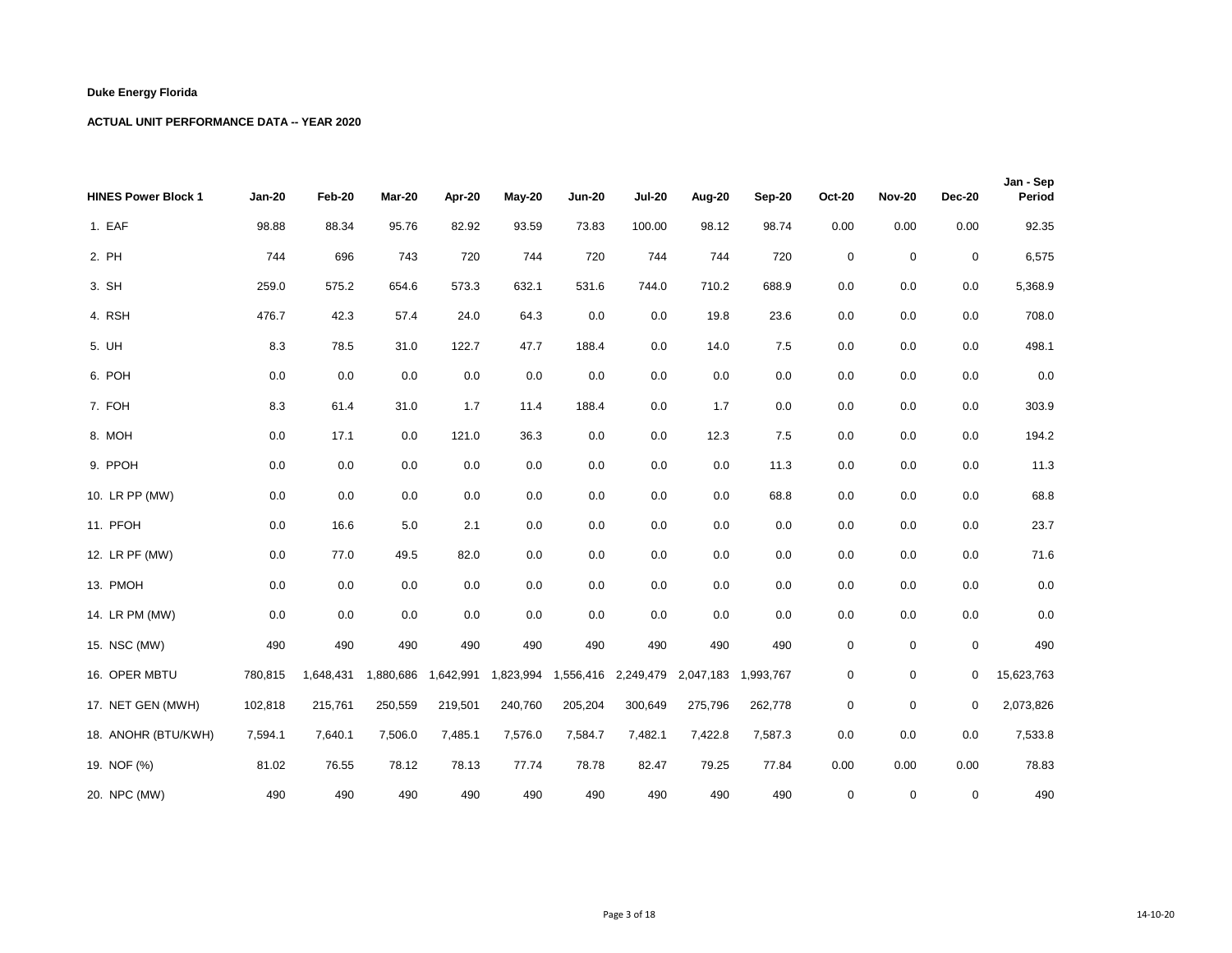**Duke Energy Florida**

**ACTUAL UNIT PERFORMANCE DATA -- YEAR 2020**

| HINES Power Block 1 | Jan-20 | Feb-20 | Mar-20 | Apr-20 | May-20 | Jun-20 | Jul-20 | Aug-20 | Sep-20 | Oct-20 | Nov-20 | Dec-20 | Jan - Sep Period |
|---|---|---|---|---|---|---|---|---|---|---|---|---|---|
| 1. EAF | 98.88 | 88.34 | 95.76 | 82.92 | 93.59 | 73.83 | 100.00 | 98.12 | 98.74 | 0.00 | 0.00 | 0.00 | 92.35 |
| 2. PH | 744 | 696 | 743 | 720 | 744 | 720 | 744 | 744 | 720 | 0 | 0 | 0 | 6,575 |
| 3. SH | 259.0 | 575.2 | 654.6 | 573.3 | 632.1 | 531.6 | 744.0 | 710.2 | 688.9 | 0.0 | 0.0 | 0.0 | 5,368.9 |
| 4. RSH | 476.7 | 42.3 | 57.4 | 24.0 | 64.3 | 0.0 | 0.0 | 19.8 | 23.6 | 0.0 | 0.0 | 0.0 | 708.0 |
| 5. UH | 8.3 | 78.5 | 31.0 | 122.7 | 47.7 | 188.4 | 0.0 | 14.0 | 7.5 | 0.0 | 0.0 | 0.0 | 498.1 |
| 6. POH | 0.0 | 0.0 | 0.0 | 0.0 | 0.0 | 0.0 | 0.0 | 0.0 | 0.0 | 0.0 | 0.0 | 0.0 | 0.0 |
| 7. FOH | 8.3 | 61.4 | 31.0 | 1.7 | 11.4 | 188.4 | 0.0 | 1.7 | 0.0 | 0.0 | 0.0 | 0.0 | 303.9 |
| 8. MOH | 0.0 | 17.1 | 0.0 | 121.0 | 36.3 | 0.0 | 0.0 | 12.3 | 7.5 | 0.0 | 0.0 | 0.0 | 194.2 |
| 9. PPOH | 0.0 | 0.0 | 0.0 | 0.0 | 0.0 | 0.0 | 0.0 | 0.0 | 11.3 | 0.0 | 0.0 | 0.0 | 11.3 |
| 10. LR PP (MW) | 0.0 | 0.0 | 0.0 | 0.0 | 0.0 | 0.0 | 0.0 | 0.0 | 68.8 | 0.0 | 0.0 | 0.0 | 68.8 |
| 11. PFOH | 0.0 | 16.6 | 5.0 | 2.1 | 0.0 | 0.0 | 0.0 | 0.0 | 0.0 | 0.0 | 0.0 | 0.0 | 23.7 |
| 12. LR PF (MW) | 0.0 | 77.0 | 49.5 | 82.0 | 0.0 | 0.0 | 0.0 | 0.0 | 0.0 | 0.0 | 0.0 | 0.0 | 71.6 |
| 13. PMOH | 0.0 | 0.0 | 0.0 | 0.0 | 0.0 | 0.0 | 0.0 | 0.0 | 0.0 | 0.0 | 0.0 | 0.0 | 0.0 |
| 14. LR PM (MW) | 0.0 | 0.0 | 0.0 | 0.0 | 0.0 | 0.0 | 0.0 | 0.0 | 0.0 | 0.0 | 0.0 | 0.0 | 0.0 |
| 15. NSC (MW) | 490 | 490 | 490 | 490 | 490 | 490 | 490 | 490 | 490 | 0 | 0 | 0 | 490 |
| 16. OPER MBTU | 780,815 | 1,648,431 | 1,880,686 | 1,642,991 | 1,823,994 | 1,556,416 | 2,249,479 | 2,047,183 | 1,993,767 | 0 | 0 | 0 | 15,623,763 |
| 17. NET GEN (MWH) | 102,818 | 215,761 | 250,559 | 219,501 | 240,760 | 205,204 | 300,649 | 275,796 | 262,778 | 0 | 0 | 0 | 2,073,826 |
| 18. ANOHR (BTU/KWH) | 7,594.1 | 7,640.1 | 7,506.0 | 7,485.1 | 7,576.0 | 7,584.7 | 7,482.1 | 7,422.8 | 7,587.3 | 0.0 | 0.0 | 0.0 | 7,533.8 |
| 19. NOF (%) | 81.02 | 76.55 | 78.12 | 78.13 | 77.74 | 78.78 | 82.47 | 79.25 | 77.84 | 0.00 | 0.00 | 0.00 | 78.83 |
| 20. NPC (MW) | 490 | 490 | 490 | 490 | 490 | 490 | 490 | 490 | 490 | 0 | 0 | 0 | 490 |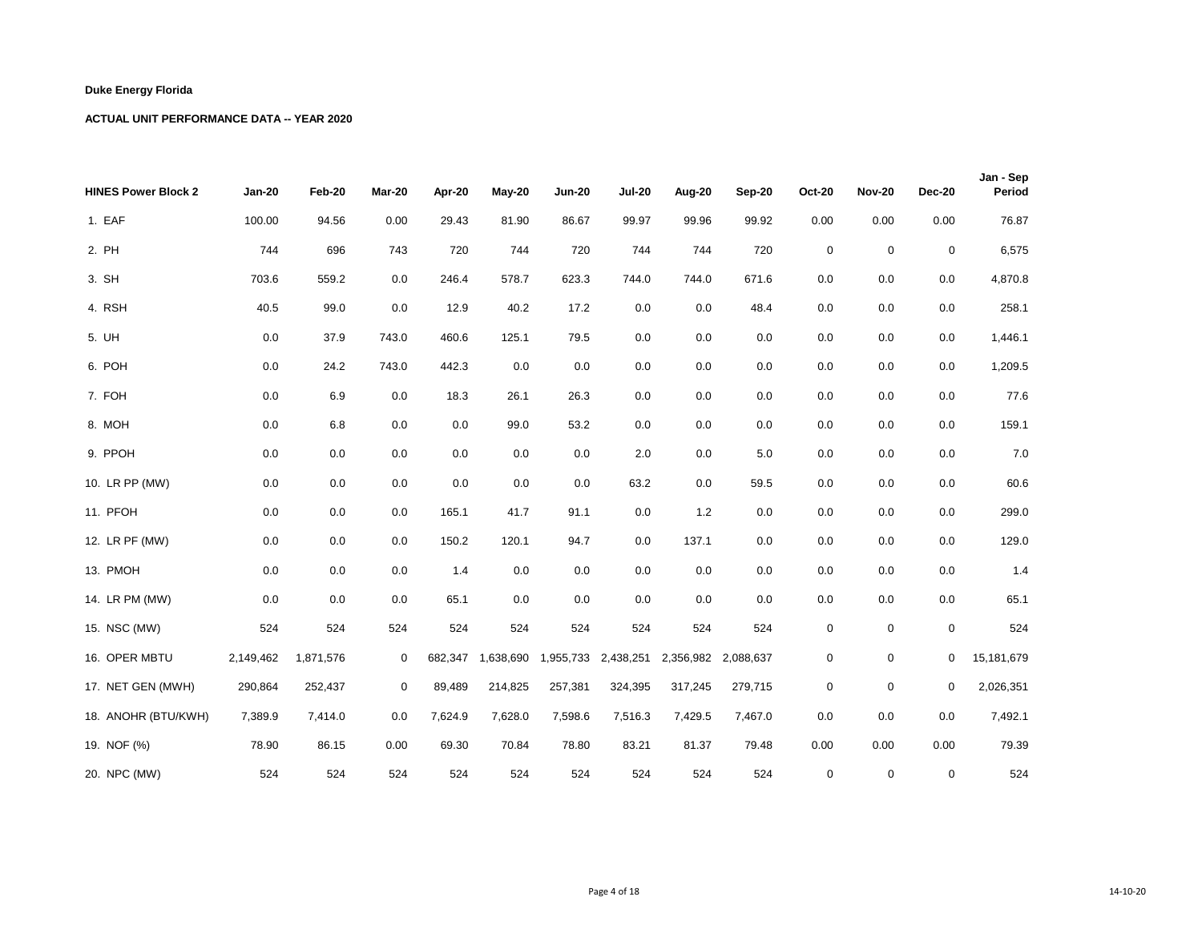**Duke Energy Florida**

**ACTUAL UNIT PERFORMANCE DATA -- YEAR 2020**

| HINES Power Block 2 | Jan-20 | Feb-20 | Mar-20 | Apr-20 | May-20 | Jun-20 | Jul-20 | Aug-20 | Sep-20 | Oct-20 | Nov-20 | Dec-20 | Jan - Sep Period |
|---|---|---|---|---|---|---|---|---|---|---|---|---|---|
| 1. EAF | 100.00 | 94.56 | 0.00 | 29.43 | 81.90 | 86.67 | 99.97 | 99.96 | 99.92 | 0.00 | 0.00 | 0.00 | 76.87 |
| 2. PH | 744 | 696 | 743 | 720 | 744 | 720 | 744 | 744 | 720 | 0 | 0 | 0 | 6,575 |
| 3. SH | 703.6 | 559.2 | 0.0 | 246.4 | 578.7 | 623.3 | 744.0 | 744.0 | 671.6 | 0.0 | 0.0 | 0.0 | 4,870.8 |
| 4. RSH | 40.5 | 99.0 | 0.0 | 12.9 | 40.2 | 17.2 | 0.0 | 0.0 | 48.4 | 0.0 | 0.0 | 0.0 | 258.1 |
| 5. UH | 0.0 | 37.9 | 743.0 | 460.6 | 125.1 | 79.5 | 0.0 | 0.0 | 0.0 | 0.0 | 0.0 | 0.0 | 1,446.1 |
| 6. POH | 0.0 | 24.2 | 743.0 | 442.3 | 0.0 | 0.0 | 0.0 | 0.0 | 0.0 | 0.0 | 0.0 | 0.0 | 1,209.5 |
| 7. FOH | 0.0 | 6.9 | 0.0 | 18.3 | 26.1 | 26.3 | 0.0 | 0.0 | 0.0 | 0.0 | 0.0 | 0.0 | 77.6 |
| 8. MOH | 0.0 | 6.8 | 0.0 | 0.0 | 99.0 | 53.2 | 0.0 | 0.0 | 0.0 | 0.0 | 0.0 | 0.0 | 159.1 |
| 9. PPOH | 0.0 | 0.0 | 0.0 | 0.0 | 0.0 | 0.0 | 2.0 | 0.0 | 5.0 | 0.0 | 0.0 | 0.0 | 7.0 |
| 10. LR PP (MW) | 0.0 | 0.0 | 0.0 | 0.0 | 0.0 | 0.0 | 63.2 | 0.0 | 59.5 | 0.0 | 0.0 | 0.0 | 60.6 |
| 11. PFOH | 0.0 | 0.0 | 0.0 | 165.1 | 41.7 | 91.1 | 0.0 | 1.2 | 0.0 | 0.0 | 0.0 | 0.0 | 299.0 |
| 12. LR PF (MW) | 0.0 | 0.0 | 0.0 | 150.2 | 120.1 | 94.7 | 0.0 | 137.1 | 0.0 | 0.0 | 0.0 | 0.0 | 129.0 |
| 13. PMOH | 0.0 | 0.0 | 0.0 | 1.4 | 0.0 | 0.0 | 0.0 | 0.0 | 0.0 | 0.0 | 0.0 | 0.0 | 1.4 |
| 14. LR PM (MW) | 0.0 | 0.0 | 0.0 | 65.1 | 0.0 | 0.0 | 0.0 | 0.0 | 0.0 | 0.0 | 0.0 | 0.0 | 65.1 |
| 15. NSC (MW) | 524 | 524 | 524 | 524 | 524 | 524 | 524 | 524 | 524 | 0 | 0 | 0 | 524 |
| 16. OPER MBTU | 2,149,462 | 1,871,576 | 0 | 682,347 | 1,638,690 | 1,955,733 | 2,438,251 | 2,356,982 | 2,088,637 | 0 | 0 | 0 | 15,181,679 |
| 17. NET GEN (MWH) | 290,864 | 252,437 | 0 | 89,489 | 214,825 | 257,381 | 324,395 | 317,245 | 279,715 | 0 | 0 | 0 | 2,026,351 |
| 18. ANOHR (BTU/KWH) | 7,389.9 | 7,414.0 | 0.0 | 7,624.9 | 7,628.0 | 7,598.6 | 7,516.3 | 7,429.5 | 7,467.0 | 0.0 | 0.0 | 0.0 | 7,492.1 |
| 19. NOF (%) | 78.90 | 86.15 | 0.00 | 69.30 | 70.84 | 78.80 | 83.21 | 81.37 | 79.48 | 0.00 | 0.00 | 0.00 | 79.39 |
| 20. NPC (MW) | 524 | 524 | 524 | 524 | 524 | 524 | 524 | 524 | 524 | 0 | 0 | 0 | 524 |

14-10-20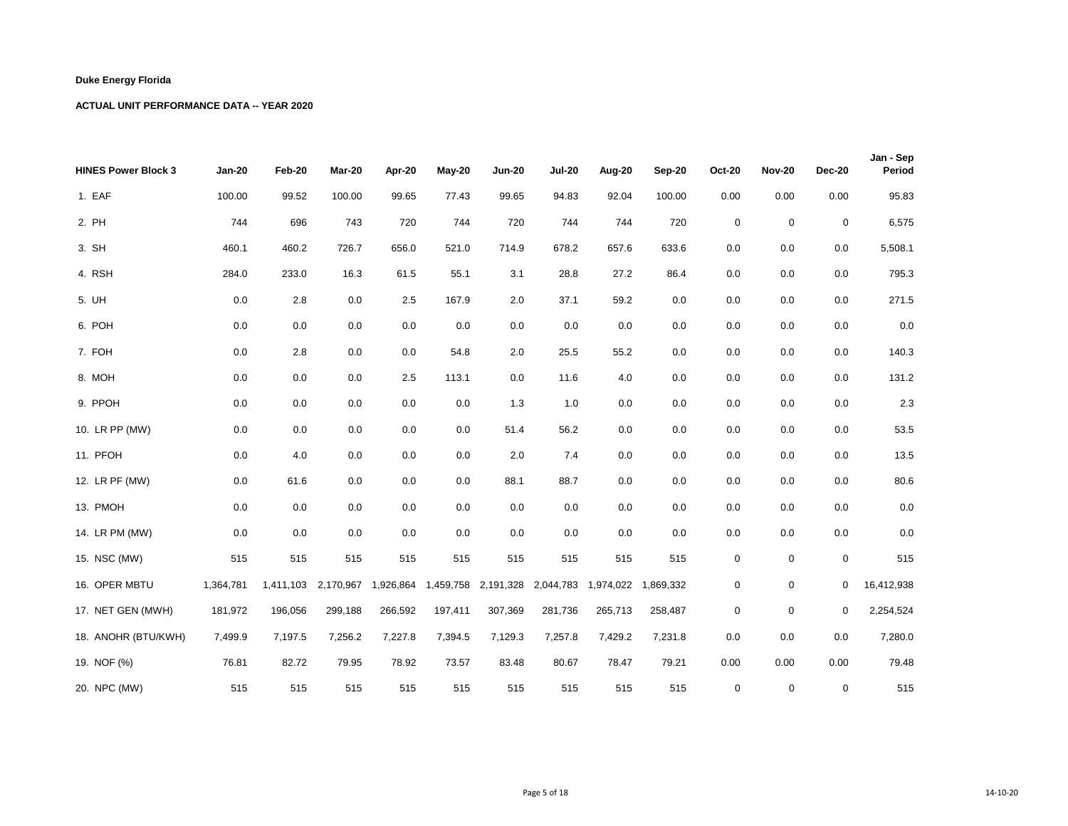**Duke Energy Florida**

**ACTUAL UNIT PERFORMANCE DATA -- YEAR 2020**

| HINES Power Block 3 | Jan-20 | Feb-20 | Mar-20 | Apr-20 | May-20 | Jun-20 | Jul-20 | Aug-20 | Sep-20 | Oct-20 | Nov-20 | Dec-20 | Jan - Sep Period |
|---|---|---|---|---|---|---|---|---|---|---|---|---|---|
| 1. EAF | 100.00 | 99.52 | 100.00 | 99.65 | 77.43 | 99.65 | 94.83 | 92.04 | 100.00 | 0.00 | 0.00 | 0.00 | 95.83 |
| 2. PH | 744 | 696 | 743 | 720 | 744 | 720 | 744 | 744 | 720 | 0 | 0 | 0 | 6,575 |
| 3. SH | 460.1 | 460.2 | 726.7 | 656.0 | 521.0 | 714.9 | 678.2 | 657.6 | 633.6 | 0.0 | 0.0 | 0.0 | 5,508.1 |
| 4. RSH | 284.0 | 233.0 | 16.3 | 61.5 | 55.1 | 3.1 | 28.8 | 27.2 | 86.4 | 0.0 | 0.0 | 0.0 | 795.3 |
| 5. UH | 0.0 | 2.8 | 0.0 | 2.5 | 167.9 | 2.0 | 37.1 | 59.2 | 0.0 | 0.0 | 0.0 | 0.0 | 271.5 |
| 6. POH | 0.0 | 0.0 | 0.0 | 0.0 | 0.0 | 0.0 | 0.0 | 0.0 | 0.0 | 0.0 | 0.0 | 0.0 | 0.0 |
| 7. FOH | 0.0 | 2.8 | 0.0 | 0.0 | 54.8 | 2.0 | 25.5 | 55.2 | 0.0 | 0.0 | 0.0 | 0.0 | 140.3 |
| 8. MOH | 0.0 | 0.0 | 0.0 | 2.5 | 113.1 | 0.0 | 11.6 | 4.0 | 0.0 | 0.0 | 0.0 | 0.0 | 131.2 |
| 9. PPOH | 0.0 | 0.0 | 0.0 | 0.0 | 0.0 | 1.3 | 1.0 | 0.0 | 0.0 | 0.0 | 0.0 | 0.0 | 2.3 |
| 10. LR PP (MW) | 0.0 | 0.0 | 0.0 | 0.0 | 0.0 | 51.4 | 56.2 | 0.0 | 0.0 | 0.0 | 0.0 | 0.0 | 53.5 |
| 11. PFOH | 0.0 | 4.0 | 0.0 | 0.0 | 0.0 | 2.0 | 7.4 | 0.0 | 0.0 | 0.0 | 0.0 | 0.0 | 13.5 |
| 12. LR PF (MW) | 0.0 | 61.6 | 0.0 | 0.0 | 0.0 | 88.1 | 88.7 | 0.0 | 0.0 | 0.0 | 0.0 | 0.0 | 80.6 |
| 13. PMOH | 0.0 | 0.0 | 0.0 | 0.0 | 0.0 | 0.0 | 0.0 | 0.0 | 0.0 | 0.0 | 0.0 | 0.0 | 0.0 |
| 14. LR PM (MW) | 0.0 | 0.0 | 0.0 | 0.0 | 0.0 | 0.0 | 0.0 | 0.0 | 0.0 | 0.0 | 0.0 | 0.0 | 0.0 |
| 15. NSC (MW) | 515 | 515 | 515 | 515 | 515 | 515 | 515 | 515 | 515 | 0 | 0 | 0 | 515 |
| 16. OPER MBTU | 1,364,781 | 1,411,103 | 2,170,967 | 1,926,864 | 1,459,758 | 2,191,328 | 2,044,783 | 1,974,022 | 1,869,332 | 0 | 0 | 0 | 16,412,938 |
| 17. NET GEN (MWH) | 181,972 | 196,056 | 299,188 | 266,592 | 197,411 | 307,369 | 281,736 | 265,713 | 258,487 | 0 | 0 | 0 | 2,254,524 |
| 18. ANOHR (BTU/KWH) | 7,499.9 | 7,197.5 | 7,256.2 | 7,227.8 | 7,394.5 | 7,129.3 | 7,257.8 | 7,429.2 | 7,231.8 | 0.0 | 0.0 | 0.0 | 7,280.0 |
| 19. NOF (%) | 76.81 | 82.72 | 79.95 | 78.92 | 73.57 | 83.48 | 80.67 | 78.47 | 79.21 | 0.00 | 0.00 | 0.00 | 79.48 |
| 20. NPC (MW) | 515 | 515 | 515 | 515 | 515 | 515 | 515 | 515 | 515 | 0 | 0 | 0 | 515 |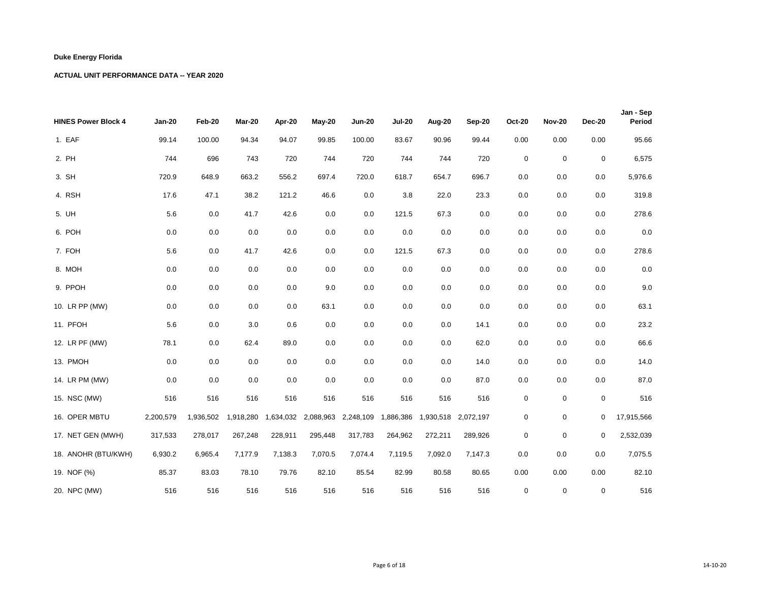**Duke Energy Florida**

**ACTUAL UNIT PERFORMANCE DATA -- YEAR 2020**

| HINES Power Block 4 | Jan-20 | Feb-20 | Mar-20 | Apr-20 | May-20 | Jun-20 | Jul-20 | Aug-20 | Sep-20 | Oct-20 | Nov-20 | Dec-20 | Jan - Sep Period |
|---|---|---|---|---|---|---|---|---|---|---|---|---|---|
| 1. EAF | 99.14 | 100.00 | 94.34 | 94.07 | 99.85 | 100.00 | 83.67 | 90.96 | 99.44 | 0.00 | 0.00 | 0.00 | 95.66 |
| 2. PH | 744 | 696 | 743 | 720 | 744 | 720 | 744 | 744 | 720 | 0 | 0 | 0 | 6,575 |
| 3. SH | 720.9 | 648.9 | 663.2 | 556.2 | 697.4 | 720.0 | 618.7 | 654.7 | 696.7 | 0.0 | 0.0 | 0.0 | 5,976.6 |
| 4. RSH | 17.6 | 47.1 | 38.2 | 121.2 | 46.6 | 0.0 | 3.8 | 22.0 | 23.3 | 0.0 | 0.0 | 0.0 | 319.8 |
| 5. UH | 5.6 | 0.0 | 41.7 | 42.6 | 0.0 | 0.0 | 121.5 | 67.3 | 0.0 | 0.0 | 0.0 | 0.0 | 278.6 |
| 6. POH | 0.0 | 0.0 | 0.0 | 0.0 | 0.0 | 0.0 | 0.0 | 0.0 | 0.0 | 0.0 | 0.0 | 0.0 | 0.0 |
| 7. FOH | 5.6 | 0.0 | 41.7 | 42.6 | 0.0 | 0.0 | 121.5 | 67.3 | 0.0 | 0.0 | 0.0 | 0.0 | 278.6 |
| 8. MOH | 0.0 | 0.0 | 0.0 | 0.0 | 0.0 | 0.0 | 0.0 | 0.0 | 0.0 | 0.0 | 0.0 | 0.0 | 0.0 |
| 9. PPOH | 0.0 | 0.0 | 0.0 | 0.0 | 9.0 | 0.0 | 0.0 | 0.0 | 0.0 | 0.0 | 0.0 | 0.0 | 9.0 |
| 10. LR PP (MW) | 0.0 | 0.0 | 0.0 | 0.0 | 63.1 | 0.0 | 0.0 | 0.0 | 0.0 | 0.0 | 0.0 | 0.0 | 63.1 |
| 11. PFOH | 5.6 | 0.0 | 3.0 | 0.6 | 0.0 | 0.0 | 0.0 | 0.0 | 14.1 | 0.0 | 0.0 | 0.0 | 23.2 |
| 12. LR PF (MW) | 78.1 | 0.0 | 62.4 | 89.0 | 0.0 | 0.0 | 0.0 | 0.0 | 62.0 | 0.0 | 0.0 | 0.0 | 66.6 |
| 13. PMOH | 0.0 | 0.0 | 0.0 | 0.0 | 0.0 | 0.0 | 0.0 | 0.0 | 14.0 | 0.0 | 0.0 | 0.0 | 14.0 |
| 14. LR PM (MW) | 0.0 | 0.0 | 0.0 | 0.0 | 0.0 | 0.0 | 0.0 | 0.0 | 87.0 | 0.0 | 0.0 | 0.0 | 87.0 |
| 15. NSC (MW) | 516 | 516 | 516 | 516 | 516 | 516 | 516 | 516 | 516 | 0 | 0 | 0 | 516 |
| 16. OPER MBTU | 2,200,579 | 1,936,502 | 1,918,280 | 1,634,032 | 2,088,963 | 2,248,109 | 1,886,386 | 1,930,518 | 2,072,197 | 0 | 0 | 0 | 17,915,566 |
| 17. NET GEN (MWH) | 317,533 | 278,017 | 267,248 | 228,911 | 295,448 | 317,783 | 264,962 | 272,211 | 289,926 | 0 | 0 | 0 | 2,532,039 |
| 18. ANOHR (BTU/KWH) | 6,930.2 | 6,965.4 | 7,177.9 | 7,138.3 | 7,070.5 | 7,074.4 | 7,119.5 | 7,092.0 | 7,147.3 | 0.0 | 0.0 | 0.0 | 7,075.5 |
| 19. NOF (%) | 85.37 | 83.03 | 78.10 | 79.76 | 82.10 | 85.54 | 82.99 | 80.58 | 80.65 | 0.00 | 0.00 | 0.00 | 82.10 |
| 20. NPC (MW) | 516 | 516 | 516 | 516 | 516 | 516 | 516 | 516 | 516 | 0 | 0 | 0 | 516 |

14-10-20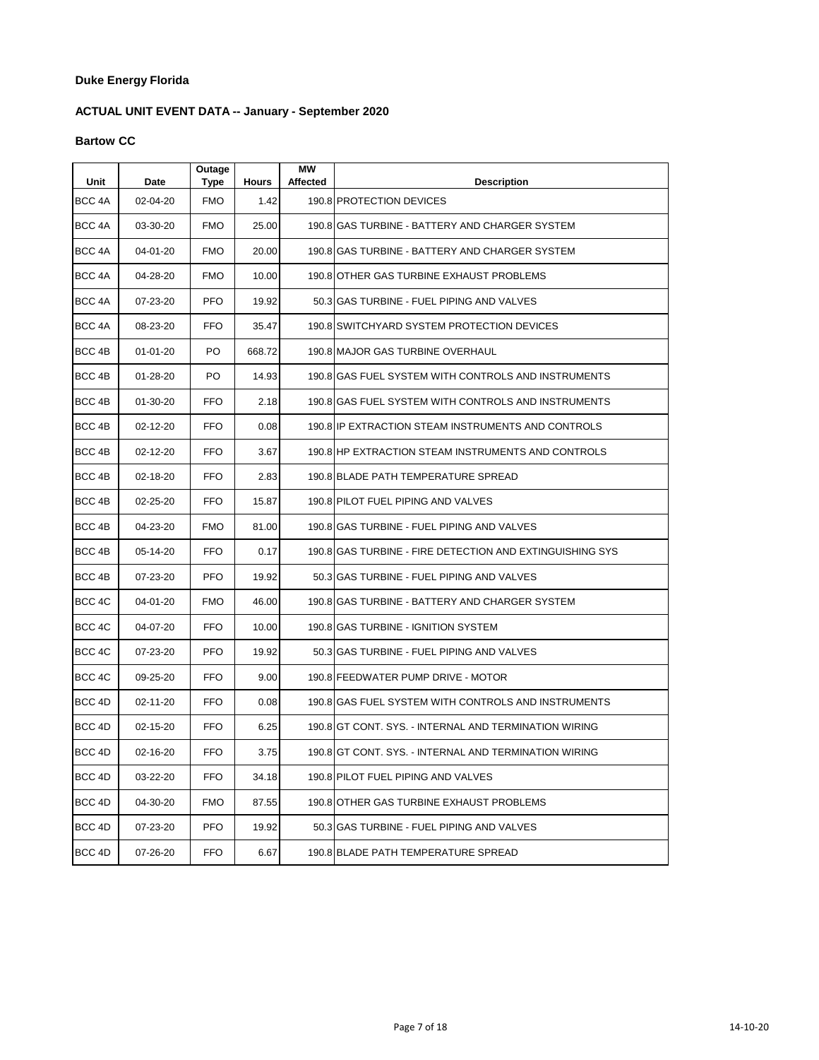**Duke Energy Florida**

**ACTUAL UNIT EVENT DATA -- January - September 2020**

**Bartow CC**

| Unit | Date | Outage Type | Hours | MW Affected | Description |
|---|---|---|---|---|---|
| BCC 4A | 02-04-20 | FMO | 1.42 | 190.8 | PROTECTION DEVICES |
| BCC 4A | 03-30-20 | FMO | 25.00 | 190.8 | GAS TURBINE - BATTERY AND CHARGER SYSTEM |
| BCC 4A | 04-01-20 | FMO | 20.00 | 190.8 | GAS TURBINE - BATTERY AND CHARGER SYSTEM |
| BCC 4A | 04-28-20 | FMO | 10.00 | 190.8 | OTHER GAS TURBINE EXHAUST PROBLEMS |
| BCC 4A | 07-23-20 | PFO | 19.92 | 50.3 | GAS TURBINE - FUEL PIPING AND VALVES |
| BCC 4A | 08-23-20 | FFO | 35.47 | 190.8 | SWITCHYARD SYSTEM PROTECTION DEVICES |
| BCC 4B | 01-01-20 | PO | 668.72 | 190.8 | MAJOR GAS TURBINE OVERHAUL |
| BCC 4B | 01-28-20 | PO | 14.93 | 190.8 | GAS FUEL SYSTEM WITH CONTROLS AND INSTRUMENTS |
| BCC 4B | 01-30-20 | FFO | 2.18 | 190.8 | GAS FUEL SYSTEM WITH CONTROLS AND INSTRUMENTS |
| BCC 4B | 02-12-20 | FFO | 0.08 | 190.8 | IP EXTRACTION STEAM INSTRUMENTS AND CONTROLS |
| BCC 4B | 02-12-20 | FFO | 3.67 | 190.8 | HP EXTRACTION STEAM INSTRUMENTS AND CONTROLS |
| BCC 4B | 02-18-20 | FFO | 2.83 | 190.8 | BLADE PATH TEMPERATURE SPREAD |
| BCC 4B | 02-25-20 | FFO | 15.87 | 190.8 | PILOT FUEL PIPING AND VALVES |
| BCC 4B | 04-23-20 | FMO | 81.00 | 190.8 | GAS TURBINE - FUEL PIPING AND VALVES |
| BCC 4B | 05-14-20 | FFO | 0.17 | 190.8 | GAS TURBINE - FIRE DETECTION AND EXTINGUISHING SYS |
| BCC 4B | 07-23-20 | PFO | 19.92 | 50.3 | GAS TURBINE - FUEL PIPING AND VALVES |
| BCC 4C | 04-01-20 | FMO | 46.00 | 190.8 | GAS TURBINE - BATTERY AND CHARGER SYSTEM |
| BCC 4C | 04-07-20 | FFO | 10.00 | 190.8 | GAS TURBINE - IGNITION SYSTEM |
| BCC 4C | 07-23-20 | PFO | 19.92 | 50.3 | GAS TURBINE - FUEL PIPING AND VALVES |
| BCC 4C | 09-25-20 | FFO | 9.00 | 190.8 | FEEDWATER PUMP DRIVE - MOTOR |
| BCC 4D | 02-11-20 | FFO | 0.08 | 190.8 | GAS FUEL SYSTEM WITH CONTROLS AND INSTRUMENTS |
| BCC 4D | 02-15-20 | FFO | 6.25 | 190.8 | GT CONT. SYS. - INTERNAL AND TERMINATION WIRING |
| BCC 4D | 02-16-20 | FFO | 3.75 | 190.8 | GT CONT. SYS. - INTERNAL AND TERMINATION WIRING |
| BCC 4D | 03-22-20 | FFO | 34.18 | 190.8 | PILOT FUEL PIPING AND VALVES |
| BCC 4D | 04-30-20 | FMO | 87.55 | 190.8 | OTHER GAS TURBINE EXHAUST PROBLEMS |
| BCC 4D | 07-23-20 | PFO | 19.92 | 50.3 | GAS TURBINE - FUEL PIPING AND VALVES |
| BCC 4D | 07-26-20 | FFO | 6.67 | 190.8 | BLADE PATH TEMPERATURE SPREAD |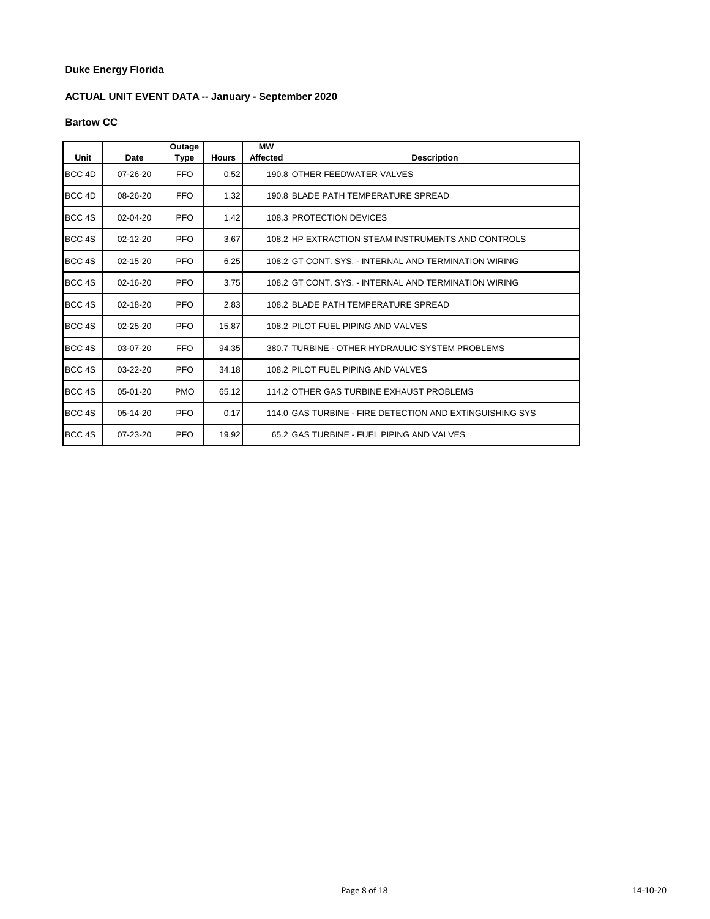**Duke Energy Florida**

**ACTUAL UNIT EVENT DATA -- January - September 2020**

**Bartow CC**

| Unit | Date | Outage Type | Hours | MW Affected | Description |
|---|---|---|---|---|---|
| BCC 4D | 07-26-20 | FFO | 0.52 | 190.8 | OTHER FEEDWATER VALVES |
| BCC 4D | 08-26-20 | FFO | 1.32 | 190.8 | BLADE PATH TEMPERATURE SPREAD |
| BCC 4S | 02-04-20 | PFO | 1.42 | 108.3 | PROTECTION DEVICES |
| BCC 4S | 02-12-20 | PFO | 3.67 | 108.2 | HP EXTRACTION STEAM INSTRUMENTS AND CONTROLS |
| BCC 4S | 02-15-20 | PFO | 6.25 | 108.2 | GT CONT. SYS. - INTERNAL AND TERMINATION WIRING |
| BCC 4S | 02-16-20 | PFO | 3.75 | 108.2 | GT CONT. SYS. - INTERNAL AND TERMINATION WIRING |
| BCC 4S | 02-18-20 | PFO | 2.83 | 108.2 | BLADE PATH TEMPERATURE SPREAD |
| BCC 4S | 02-25-20 | PFO | 15.87 | 108.2 | PILOT FUEL PIPING AND VALVES |
| BCC 4S | 03-07-20 | FFO | 94.35 | 380.7 | TURBINE - OTHER HYDRAULIC SYSTEM PROBLEMS |
| BCC 4S | 03-22-20 | PFO | 34.18 | 108.2 | PILOT FUEL PIPING AND VALVES |
| BCC 4S | 05-01-20 | PMO | 65.12 | 114.2 | OTHER GAS TURBINE EXHAUST PROBLEMS |
| BCC 4S | 05-14-20 | PFO | 0.17 | 114.0 | GAS TURBINE - FIRE DETECTION AND EXTINGUISHING SYS |
| BCC 4S | 07-23-20 | PFO | 19.92 | 65.2 | GAS TURBINE - FUEL PIPING AND VALVES |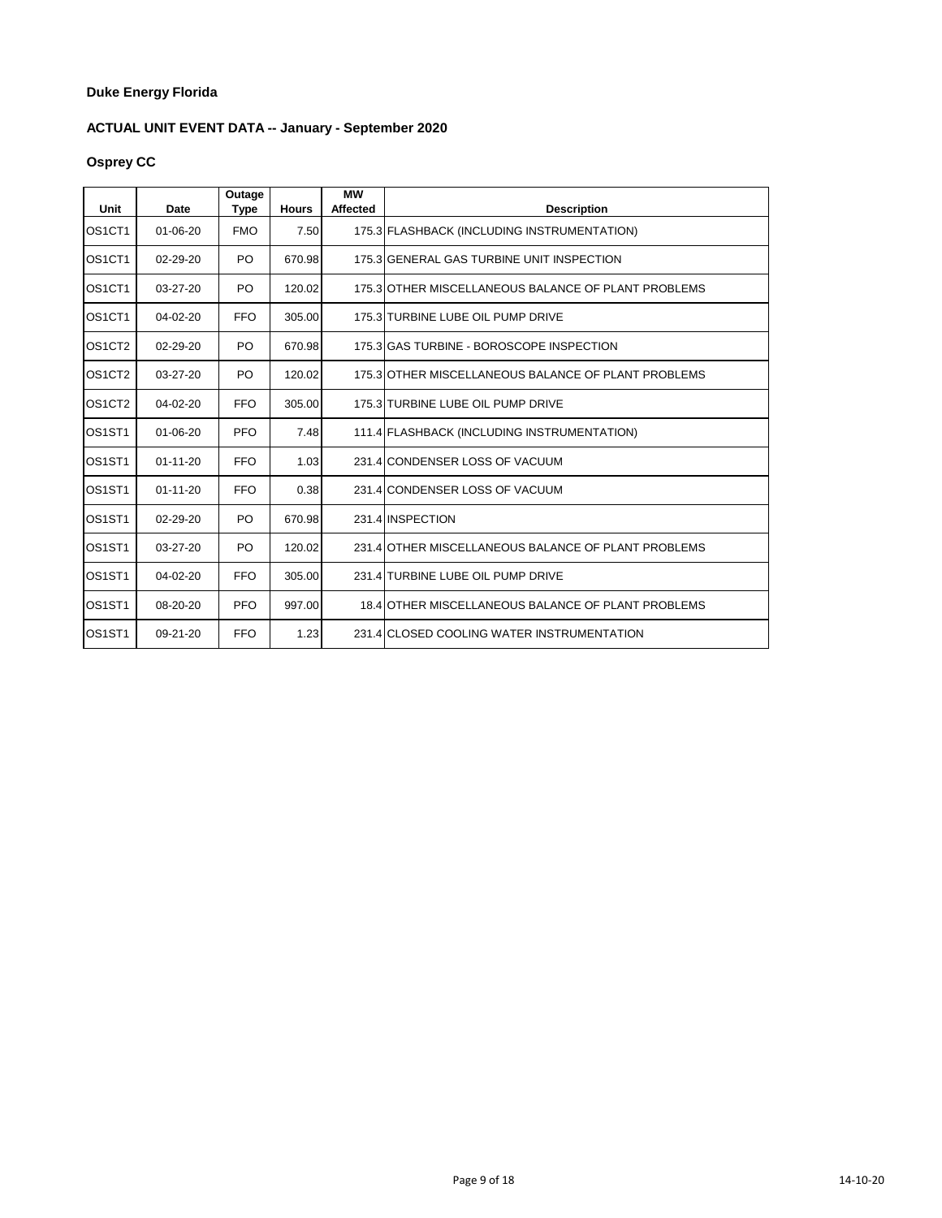**Duke Energy Florida**

**ACTUAL UNIT EVENT DATA -- January - September 2020**

**Osprey CC**

| Unit | Date | Outage Type | Hours | MW Affected | Description |
|---|---|---|---|---|---|
| OS1CT1 | 01-06-20 | FMO | 7.50 | 175.3 | FLASHBACK (INCLUDING INSTRUMENTATION) |
| OS1CT1 | 02-29-20 | PO | 670.98 | 175.3 | GENERAL GAS TURBINE UNIT INSPECTION |
| OS1CT1 | 03-27-20 | PO | 120.02 | 175.3 | OTHER MISCELLANEOUS BALANCE OF PLANT PROBLEMS |
| OS1CT1 | 04-02-20 | FFO | 305.00 | 175.3 | TURBINE LUBE OIL PUMP DRIVE |
| OS1CT2 | 02-29-20 | PO | 670.98 | 175.3 | GAS TURBINE - BOROSCOPE INSPECTION |
| OS1CT2 | 03-27-20 | PO | 120.02 | 175.3 | OTHER MISCELLANEOUS BALANCE OF PLANT PROBLEMS |
| OS1CT2 | 04-02-20 | FFO | 305.00 | 175.3 | TURBINE LUBE OIL PUMP DRIVE |
| OS1ST1 | 01-06-20 | PFO | 7.48 | 111.4 | FLASHBACK (INCLUDING INSTRUMENTATION) |
| OS1ST1 | 01-11-20 | FFO | 1.03 | 231.4 | CONDENSER LOSS OF VACUUM |
| OS1ST1 | 01-11-20 | FFO | 0.38 | 231.4 | CONDENSER LOSS OF VACUUM |
| OS1ST1 | 02-29-20 | PO | 670.98 | 231.4 | INSPECTION |
| OS1ST1 | 03-27-20 | PO | 120.02 | 231.4 | OTHER MISCELLANEOUS BALANCE OF PLANT PROBLEMS |
| OS1ST1 | 04-02-20 | FFO | 305.00 | 231.4 | TURBINE LUBE OIL PUMP DRIVE |
| OS1ST1 | 08-20-20 | PFO | 997.00 | 18.4 | OTHER MISCELLANEOUS BALANCE OF PLANT PROBLEMS |
| OS1ST1 | 09-21-20 | FFO | 1.23 | 231.4 | CLOSED COOLING WATER INSTRUMENTATION |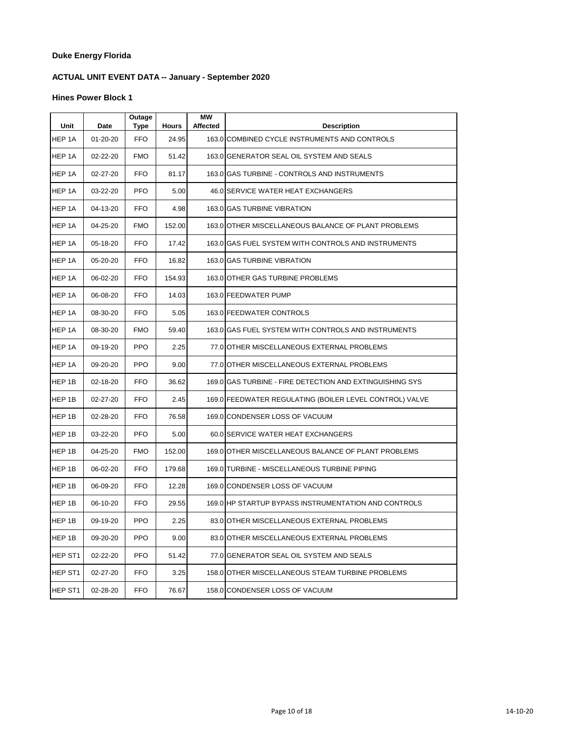**Duke Energy Florida**

**ACTUAL UNIT EVENT DATA -- January - September 2020**

**Hines Power Block 1**

| Unit | Date | Outage Type | Hours | MW Affected | Description |
|---|---|---|---|---|---|
| HEP 1A | 01-20-20 | FFO | 24.95 | 163.0 | COMBINED CYCLE INSTRUMENTS AND CONTROLS |
| HEP 1A | 02-22-20 | FMO | 51.42 | 163.0 | GENERATOR SEAL OIL SYSTEM AND SEALS |
| HEP 1A | 02-27-20 | FFO | 81.17 | 163.0 | GAS TURBINE - CONTROLS AND INSTRUMENTS |
| HEP 1A | 03-22-20 | PFO | 5.00 | 46.0 | SERVICE WATER HEAT EXCHANGERS |
| HEP 1A | 04-13-20 | FFO | 4.98 | 163.0 | GAS TURBINE VIBRATION |
| HEP 1A | 04-25-20 | FMO | 152.00 | 163.0 | OTHER MISCELLANEOUS BALANCE OF PLANT PROBLEMS |
| HEP 1A | 05-18-20 | FFO | 17.42 | 163.0 | GAS FUEL SYSTEM WITH CONTROLS AND INSTRUMENTS |
| HEP 1A | 05-20-20 | FFO | 16.82 | 163.0 | GAS TURBINE VIBRATION |
| HEP 1A | 06-02-20 | FFO | 154.93 | 163.0 | OTHER GAS TURBINE PROBLEMS |
| HEP 1A | 06-08-20 | FFO | 14.03 | 163.0 | FEEDWATER PUMP |
| HEP 1A | 08-30-20 | FFO | 5.05 | 163.0 | FEEDWATER CONTROLS |
| HEP 1A | 08-30-20 | FMO | 59.40 | 163.0 | GAS FUEL SYSTEM WITH CONTROLS AND INSTRUMENTS |
| HEP 1A | 09-19-20 | PPO | 2.25 | 77.0 | OTHER MISCELLANEOUS EXTERNAL PROBLEMS |
| HEP 1A | 09-20-20 | PPO | 9.00 | 77.0 | OTHER MISCELLANEOUS EXTERNAL PROBLEMS |
| HEP 1B | 02-18-20 | FFO | 36.62 | 169.0 | GAS TURBINE - FIRE DETECTION AND EXTINGUISHING SYS |
| HEP 1B | 02-27-20 | FFO | 2.45 | 169.0 | FEEDWATER REGULATING (BOILER LEVEL CONTROL) VALVE |
| HEP 1B | 02-28-20 | FFO | 76.58 | 169.0 | CONDENSER LOSS OF VACUUM |
| HEP 1B | 03-22-20 | PFO | 5.00 | 60.0 | SERVICE WATER HEAT EXCHANGERS |
| HEP 1B | 04-25-20 | FMO | 152.00 | 169.0 | OTHER MISCELLANEOUS BALANCE OF PLANT PROBLEMS |
| HEP 1B | 06-02-20 | FFO | 179.68 | 169.0 | TURBINE - MISCELLANEOUS TURBINE PIPING |
| HEP 1B | 06-09-20 | FFO | 12.28 | 169.0 | CONDENSER LOSS OF VACUUM |
| HEP 1B | 06-10-20 | FFO | 29.55 | 169.0 | HP STARTUP BYPASS INSTRUMENTATION AND CONTROLS |
| HEP 1B | 09-19-20 | PPO | 2.25 | 83.0 | OTHER MISCELLANEOUS EXTERNAL PROBLEMS |
| HEP 1B | 09-20-20 | PPO | 9.00 | 83.0 | OTHER MISCELLANEOUS EXTERNAL PROBLEMS |
| HEP ST1 | 02-22-20 | PFO | 51.42 | 77.0 | GENERATOR SEAL OIL SYSTEM AND SEALS |
| HEP ST1 | 02-27-20 | FFO | 3.25 | 158.0 | OTHER MISCELLANEOUS STEAM TURBINE PROBLEMS |
| HEP ST1 | 02-28-20 | FFO | 76.67 | 158.0 | CONDENSER LOSS OF VACUUM |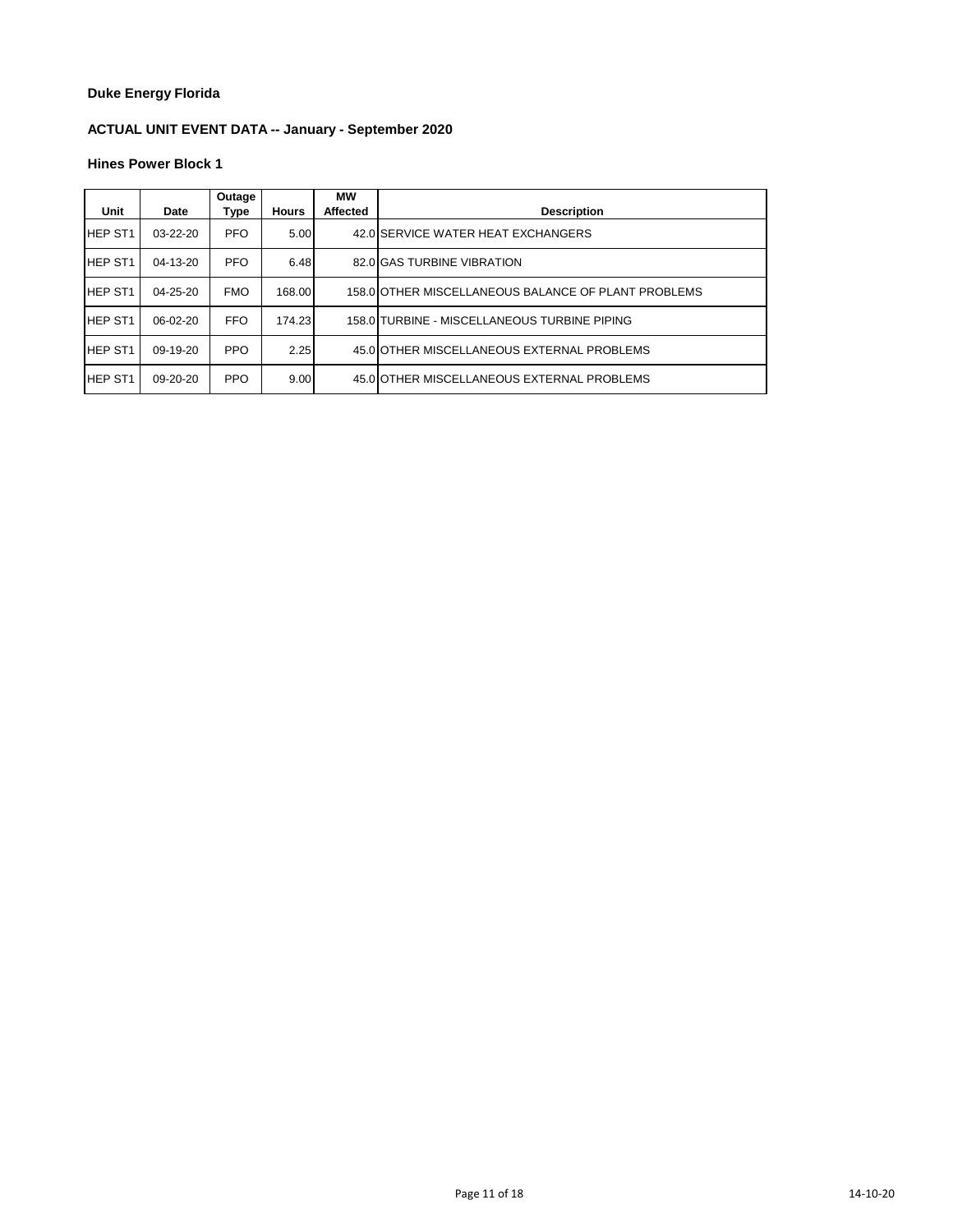**Duke Energy Florida**

**ACTUAL UNIT EVENT DATA -- January - September 2020**

**Hines Power Block 1**

| Unit | Date | Outage Type | Hours | MW Affected | Description |
|---|---|---|---|---|---|
| HEP ST1 | 03-22-20 | PFO | 5.00 | 42.0 | SERVICE WATER HEAT EXCHANGERS |
| HEP ST1 | 04-13-20 | PFO | 6.48 | 82.0 | GAS TURBINE VIBRATION |
| HEP ST1 | 04-25-20 | FMO | 168.00 | 158.0 | OTHER MISCELLANEOUS BALANCE OF PLANT PROBLEMS |
| HEP ST1 | 06-02-20 | FFO | 174.23 | 158.0 | TURBINE - MISCELLANEOUS TURBINE PIPING |
| HEP ST1 | 09-19-20 | PPO | 2.25 | 45.0 | OTHER MISCELLANEOUS EXTERNAL PROBLEMS |
| HEP ST1 | 09-20-20 | PPO | 9.00 | 45.0 | OTHER MISCELLANEOUS EXTERNAL PROBLEMS |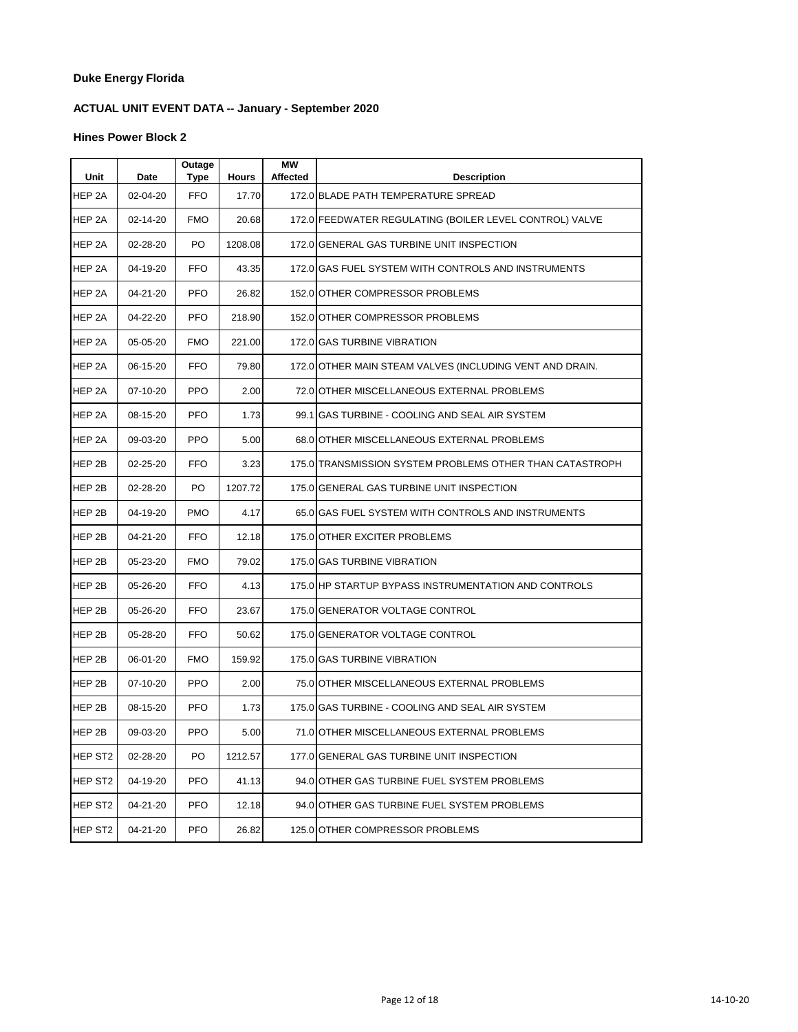**Duke Energy Florida**

**ACTUAL UNIT EVENT DATA -- January - September 2020**

**Hines Power Block 2**

| Unit | Date | Outage Type | Hours | MW Affected | Description |
|---|---|---|---|---|---|
| HEP 2A | 02-04-20 | FFO | 17.70 | 172.0 | BLADE PATH TEMPERATURE SPREAD |
| HEP 2A | 02-14-20 | FMO | 20.68 | 172.0 | FEEDWATER REGULATING (BOILER LEVEL CONTROL) VALVE |
| HEP 2A | 02-28-20 | PO | 1208.08 | 172.0 | GENERAL GAS TURBINE UNIT INSPECTION |
| HEP 2A | 04-19-20 | FFO | 43.35 | 172.0 | GAS FUEL SYSTEM WITH CONTROLS AND INSTRUMENTS |
| HEP 2A | 04-21-20 | PFO | 26.82 | 152.0 | OTHER COMPRESSOR PROBLEMS |
| HEP 2A | 04-22-20 | PFO | 218.90 | 152.0 | OTHER COMPRESSOR PROBLEMS |
| HEP 2A | 05-05-20 | FMO | 221.00 | 172.0 | GAS TURBINE VIBRATION |
| HEP 2A | 06-15-20 | FFO | 79.80 | 172.0 | OTHER MAIN STEAM VALVES (INCLUDING VENT AND DRAIN. |
| HEP 2A | 07-10-20 | PPO | 2.00 | 72.0 | OTHER MISCELLANEOUS EXTERNAL PROBLEMS |
| HEP 2A | 08-15-20 | PFO | 1.73 | 99.1 | GAS TURBINE - COOLING AND SEAL AIR SYSTEM |
| HEP 2A | 09-03-20 | PPO | 5.00 | 68.0 | OTHER MISCELLANEOUS EXTERNAL PROBLEMS |
| HEP 2B | 02-25-20 | FFO | 3.23 | 175.0 | TRANSMISSION SYSTEM PROBLEMS OTHER THAN CATASTROPH |
| HEP 2B | 02-28-20 | PO | 1207.72 | 175.0 | GENERAL GAS TURBINE UNIT INSPECTION |
| HEP 2B | 04-19-20 | PMO | 4.17 | 65.0 | GAS FUEL SYSTEM WITH CONTROLS AND INSTRUMENTS |
| HEP 2B | 04-21-20 | FFO | 12.18 | 175.0 | OTHER EXCITER PROBLEMS |
| HEP 2B | 05-23-20 | FMO | 79.02 | 175.0 | GAS TURBINE VIBRATION |
| HEP 2B | 05-26-20 | FFO | 4.13 | 175.0 | HP STARTUP BYPASS INSTRUMENTATION AND CONTROLS |
| HEP 2B | 05-26-20 | FFO | 23.67 | 175.0 | GENERATOR VOLTAGE CONTROL |
| HEP 2B | 05-28-20 | FFO | 50.62 | 175.0 | GENERATOR VOLTAGE CONTROL |
| HEP 2B | 06-01-20 | FMO | 159.92 | 175.0 | GAS TURBINE VIBRATION |
| HEP 2B | 07-10-20 | PPO | 2.00 | 75.0 | OTHER MISCELLANEOUS EXTERNAL PROBLEMS |
| HEP 2B | 08-15-20 | PFO | 1.73 | 175.0 | GAS TURBINE - COOLING AND SEAL AIR SYSTEM |
| HEP 2B | 09-03-20 | PPO | 5.00 | 71.0 | OTHER MISCELLANEOUS EXTERNAL PROBLEMS |
| HEP ST2 | 02-28-20 | PO | 1212.57 | 177.0 | GENERAL GAS TURBINE UNIT INSPECTION |
| HEP ST2 | 04-19-20 | PFO | 41.13 | 94.0 | OTHER GAS TURBINE FUEL SYSTEM PROBLEMS |
| HEP ST2 | 04-21-20 | PFO | 12.18 | 94.0 | OTHER GAS TURBINE FUEL SYSTEM PROBLEMS |
| HEP ST2 | 04-21-20 | PFO | 26.82 | 125.0 | OTHER COMPRESSOR PROBLEMS |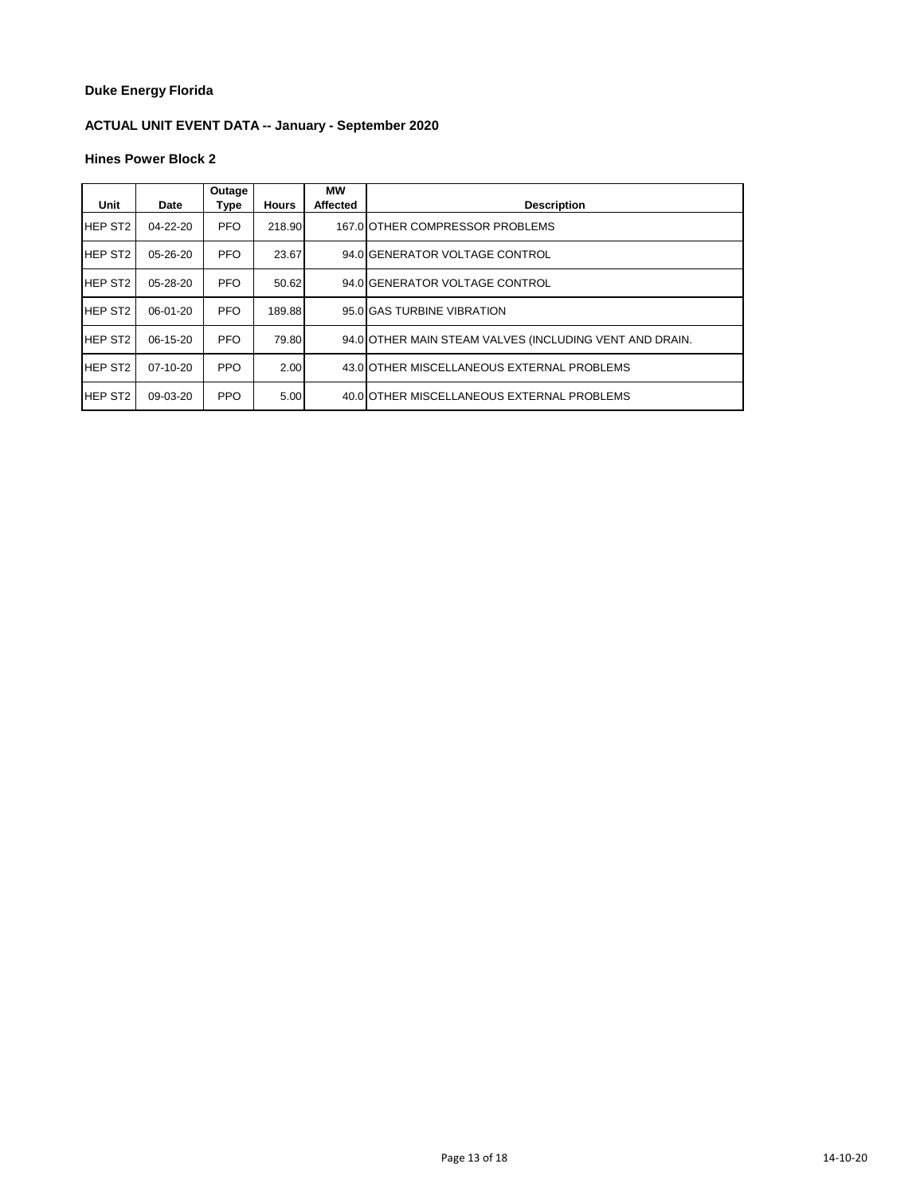**Duke Energy Florida**

**ACTUAL UNIT EVENT DATA -- January - September 2020**

**Hines Power Block 2**

| Unit | Date | Outage Type | Hours | MW Affected | Description |
|---|---|---|---|---|---|
| HEP ST2 | 04-22-20 | PFO | 218.90 | 167.0 | OTHER COMPRESSOR PROBLEMS |
| HEP ST2 | 05-26-20 | PFO | 23.67 | 94.0 | GENERATOR VOLTAGE CONTROL |
| HEP ST2 | 05-28-20 | PFO | 50.62 | 94.0 | GENERATOR VOLTAGE CONTROL |
| HEP ST2 | 06-01-20 | PFO | 189.88 | 95.0 | GAS TURBINE VIBRATION |
| HEP ST2 | 06-15-20 | PFO | 79.80 | 94.0 | OTHER MAIN STEAM VALVES (INCLUDING VENT AND DRAIN. |
| HEP ST2 | 07-10-20 | PPO | 2.00 | 43.0 | OTHER MISCELLANEOUS EXTERNAL PROBLEMS |
| HEP ST2 | 09-03-20 | PPO | 5.00 | 40.0 | OTHER MISCELLANEOUS EXTERNAL PROBLEMS |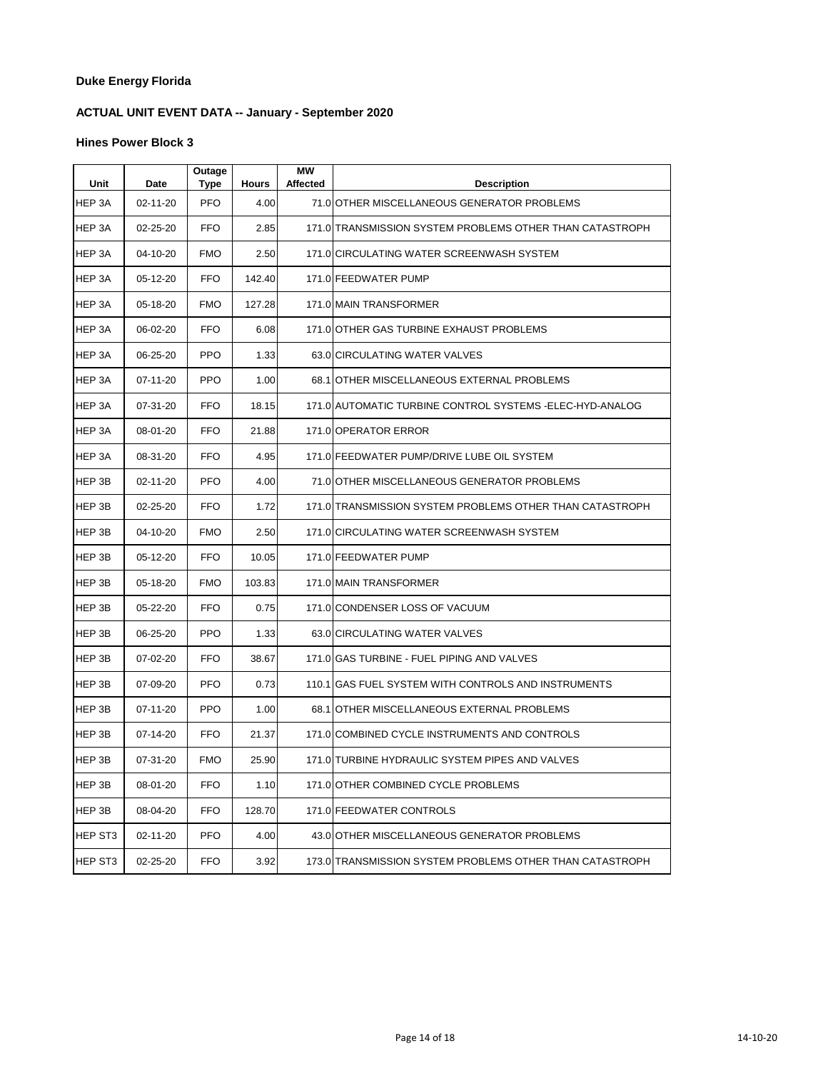**Duke Energy Florida**

**ACTUAL UNIT EVENT DATA -- January - September 2020**

**Hines Power Block 3**

| Unit | Date | Outage Type | Hours | MW Affected | Description |
|---|---|---|---|---|---|
| HEP 3A | 02-11-20 | PFO | 4.00 | 71.0 | OTHER MISCELLANEOUS GENERATOR PROBLEMS |
| HEP 3A | 02-25-20 | FFO | 2.85 | 171.0 | TRANSMISSION SYSTEM PROBLEMS OTHER THAN CATASTROPH |
| HEP 3A | 04-10-20 | FMO | 2.50 | 171.0 | CIRCULATING WATER SCREENWASH SYSTEM |
| HEP 3A | 05-12-20 | FFO | 142.40 | 171.0 | FEEDWATER PUMP |
| HEP 3A | 05-18-20 | FMO | 127.28 | 171.0 | MAIN TRANSFORMER |
| HEP 3A | 06-02-20 | FFO | 6.08 | 171.0 | OTHER GAS TURBINE EXHAUST PROBLEMS |
| HEP 3A | 06-25-20 | PPO | 1.33 | 63.0 | CIRCULATING WATER VALVES |
| HEP 3A | 07-11-20 | PPO | 1.00 | 68.1 | OTHER MISCELLANEOUS EXTERNAL PROBLEMS |
| HEP 3A | 07-31-20 | FFO | 18.15 | 171.0 | AUTOMATIC TURBINE CONTROL SYSTEMS -ELEC-HYD-ANALOG |
| HEP 3A | 08-01-20 | FFO | 21.88 | 171.0 | OPERATOR ERROR |
| HEP 3A | 08-31-20 | FFO | 4.95 | 171.0 | FEEDWATER PUMP/DRIVE LUBE OIL SYSTEM |
| HEP 3B | 02-11-20 | PFO | 4.00 | 71.0 | OTHER MISCELLANEOUS GENERATOR PROBLEMS |
| HEP 3B | 02-25-20 | FFO | 1.72 | 171.0 | TRANSMISSION SYSTEM PROBLEMS OTHER THAN CATASTROPH |
| HEP 3B | 04-10-20 | FMO | 2.50 | 171.0 | CIRCULATING WATER SCREENWASH SYSTEM |
| HEP 3B | 05-12-20 | FFO | 10.05 | 171.0 | FEEDWATER PUMP |
| HEP 3B | 05-18-20 | FMO | 103.83 | 171.0 | MAIN TRANSFORMER |
| HEP 3B | 05-22-20 | FFO | 0.75 | 171.0 | CONDENSER LOSS OF VACUUM |
| HEP 3B | 06-25-20 | PPO | 1.33 | 63.0 | CIRCULATING WATER VALVES |
| HEP 3B | 07-02-20 | FFO | 38.67 | 171.0 | GAS TURBINE - FUEL PIPING AND VALVES |
| HEP 3B | 07-09-20 | PFO | 0.73 | 110.1 | GAS FUEL SYSTEM WITH CONTROLS AND INSTRUMENTS |
| HEP 3B | 07-11-20 | PPO | 1.00 | 68.1 | OTHER MISCELLANEOUS EXTERNAL PROBLEMS |
| HEP 3B | 07-14-20 | FFO | 21.37 | 171.0 | COMBINED CYCLE INSTRUMENTS AND CONTROLS |
| HEP 3B | 07-31-20 | FMO | 25.90 | 171.0 | TURBINE HYDRAULIC SYSTEM PIPES AND VALVES |
| HEP 3B | 08-01-20 | FFO | 1.10 | 171.0 | OTHER COMBINED CYCLE PROBLEMS |
| HEP 3B | 08-04-20 | FFO | 128.70 | 171.0 | FEEDWATER CONTROLS |
| HEP ST3 | 02-11-20 | PFO | 4.00 | 43.0 | OTHER MISCELLANEOUS GENERATOR PROBLEMS |
| HEP ST3 | 02-25-20 | FFO | 3.92 | 173.0 | TRANSMISSION SYSTEM PROBLEMS OTHER THAN CATASTROPH |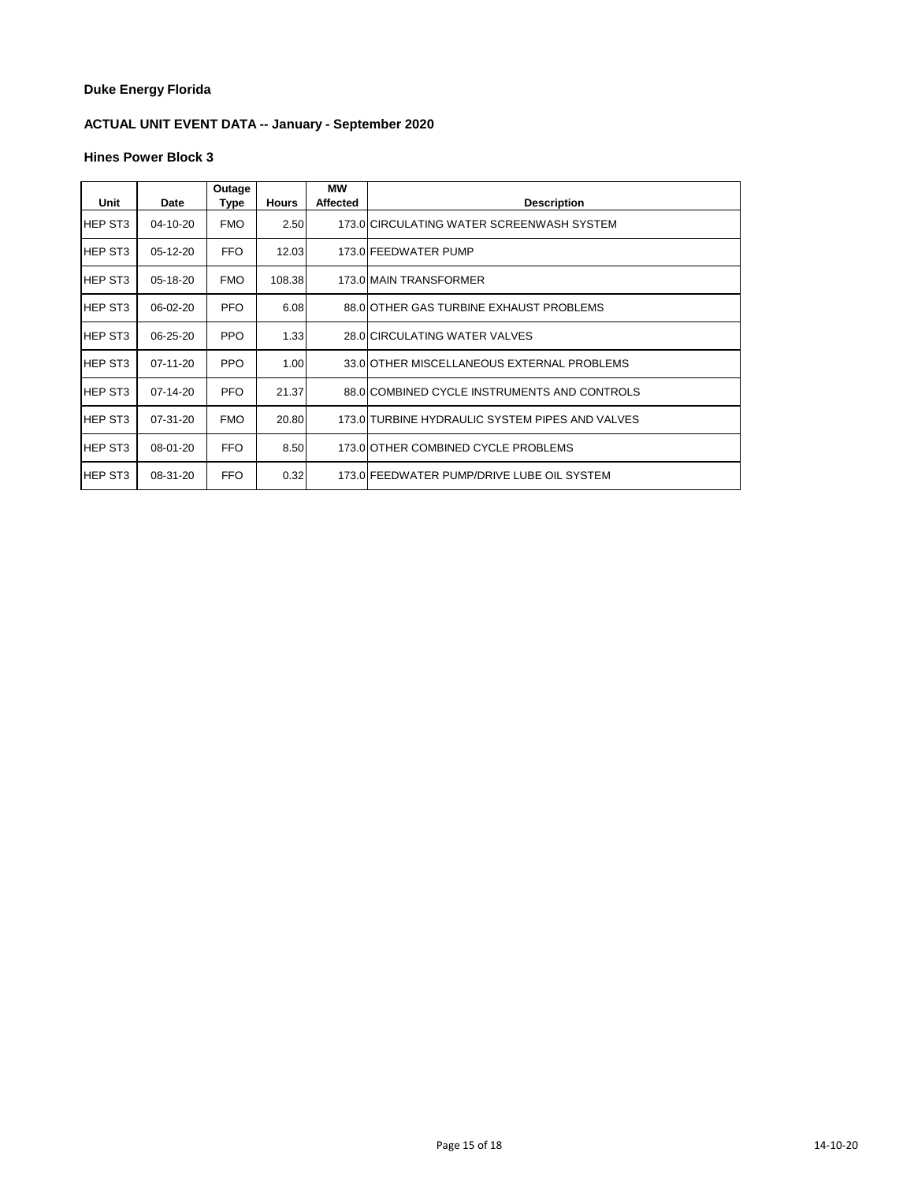**Duke Energy Florida**

**ACTUAL UNIT EVENT DATA -- January - September 2020**

**Hines Power Block 3**

| Unit | Date | Outage Type | Hours | MW Affected | Description |
|---|---|---|---|---|---|
| HEP ST3 | 04-10-20 | FMO | 2.50 | 173.0 | CIRCULATING WATER SCREENWASH SYSTEM |
| HEP ST3 | 05-12-20 | FFO | 12.03 | 173.0 | FEEDWATER PUMP |
| HEP ST3 | 05-18-20 | FMO | 108.38 | 173.0 | MAIN TRANSFORMER |
| HEP ST3 | 06-02-20 | PFO | 6.08 | 88.0 | OTHER GAS TURBINE EXHAUST PROBLEMS |
| HEP ST3 | 06-25-20 | PPO | 1.33 | 28.0 | CIRCULATING WATER VALVES |
| HEP ST3 | 07-11-20 | PPO | 1.00 | 33.0 | OTHER MISCELLANEOUS EXTERNAL PROBLEMS |
| HEP ST3 | 07-14-20 | PFO | 21.37 | 88.0 | COMBINED CYCLE INSTRUMENTS AND CONTROLS |
| HEP ST3 | 07-31-20 | FMO | 20.80 | 173.0 | TURBINE HYDRAULIC SYSTEM PIPES AND VALVES |
| HEP ST3 | 08-01-20 | FFO | 8.50 | 173.0 | OTHER COMBINED CYCLE PROBLEMS |
| HEP ST3 | 08-31-20 | FFO | 0.32 | 173.0 | FEEDWATER PUMP/DRIVE LUBE OIL SYSTEM |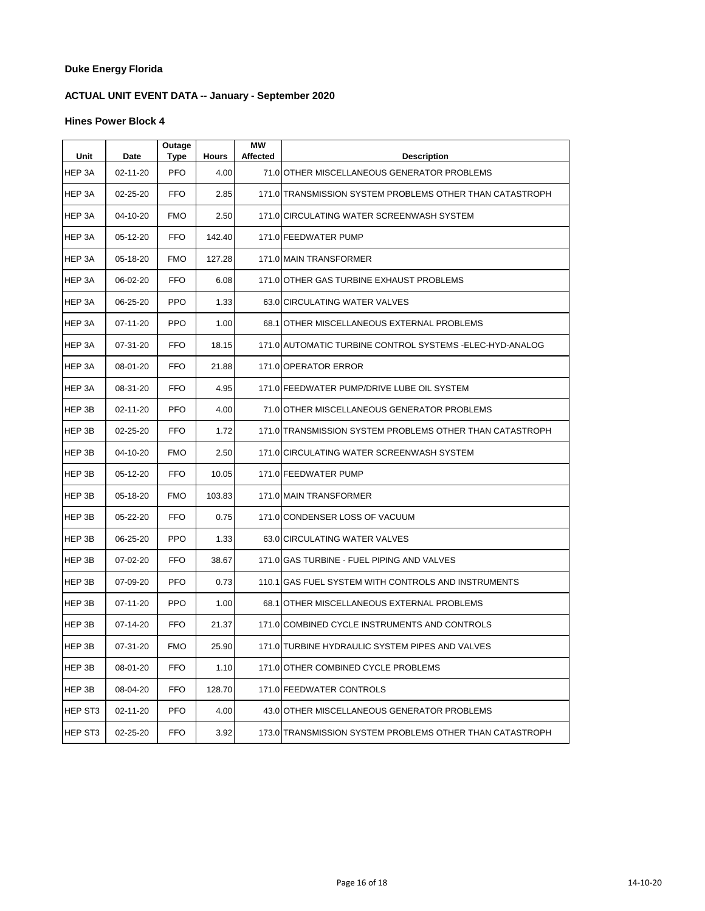**Duke Energy Florida**

**ACTUAL UNIT EVENT DATA -- January - September 2020**

**Hines Power Block 4**

| Unit | Date | Outage Type | Hours | MW Affected | Description |
|---|---|---|---|---|---|
| HEP 3A | 02-11-20 | PFO | 4.00 | 71.0 | OTHER MISCELLANEOUS GENERATOR PROBLEMS |
| HEP 3A | 02-25-20 | FFO | 2.85 | 171.0 | TRANSMISSION SYSTEM PROBLEMS OTHER THAN CATASTROPH |
| HEP 3A | 04-10-20 | FMO | 2.50 | 171.0 | CIRCULATING WATER SCREENWASH SYSTEM |
| HEP 3A | 05-12-20 | FFO | 142.40 | 171.0 | FEEDWATER PUMP |
| HEP 3A | 05-18-20 | FMO | 127.28 | 171.0 | MAIN TRANSFORMER |
| HEP 3A | 06-02-20 | FFO | 6.08 | 171.0 | OTHER GAS TURBINE EXHAUST PROBLEMS |
| HEP 3A | 06-25-20 | PPO | 1.33 | 63.0 | CIRCULATING WATER VALVES |
| HEP 3A | 07-11-20 | PPO | 1.00 | 68.1 | OTHER MISCELLANEOUS EXTERNAL PROBLEMS |
| HEP 3A | 07-31-20 | FFO | 18.15 | 171.0 | AUTOMATIC TURBINE CONTROL SYSTEMS -ELEC-HYD-ANALOG |
| HEP 3A | 08-01-20 | FFO | 21.88 | 171.0 | OPERATOR ERROR |
| HEP 3A | 08-31-20 | FFO | 4.95 | 171.0 | FEEDWATER PUMP/DRIVE LUBE OIL SYSTEM |
| HEP 3B | 02-11-20 | PFO | 4.00 | 71.0 | OTHER MISCELLANEOUS GENERATOR PROBLEMS |
| HEP 3B | 02-25-20 | FFO | 1.72 | 171.0 | TRANSMISSION SYSTEM PROBLEMS OTHER THAN CATASTROPH |
| HEP 3B | 04-10-20 | FMO | 2.50 | 171.0 | CIRCULATING WATER SCREENWASH SYSTEM |
| HEP 3B | 05-12-20 | FFO | 10.05 | 171.0 | FEEDWATER PUMP |
| HEP 3B | 05-18-20 | FMO | 103.83 | 171.0 | MAIN TRANSFORMER |
| HEP 3B | 05-22-20 | FFO | 0.75 | 171.0 | CONDENSER LOSS OF VACUUM |
| HEP 3B | 06-25-20 | PPO | 1.33 | 63.0 | CIRCULATING WATER VALVES |
| HEP 3B | 07-02-20 | FFO | 38.67 | 171.0 | GAS TURBINE - FUEL PIPING AND VALVES |
| HEP 3B | 07-09-20 | PFO | 0.73 | 110.1 | GAS FUEL SYSTEM WITH CONTROLS AND INSTRUMENTS |
| HEP 3B | 07-11-20 | PPO | 1.00 | 68.1 | OTHER MISCELLANEOUS EXTERNAL PROBLEMS |
| HEP 3B | 07-14-20 | FFO | 21.37 | 171.0 | COMBINED CYCLE INSTRUMENTS AND CONTROLS |
| HEP 3B | 07-31-20 | FMO | 25.90 | 171.0 | TURBINE HYDRAULIC SYSTEM PIPES AND VALVES |
| HEP 3B | 08-01-20 | FFO | 1.10 | 171.0 | OTHER COMBINED CYCLE PROBLEMS |
| HEP 3B | 08-04-20 | FFO | 128.70 | 171.0 | FEEDWATER CONTROLS |
| HEP ST3 | 02-11-20 | PFO | 4.00 | 43.0 | OTHER MISCELLANEOUS GENERATOR PROBLEMS |
| HEP ST3 | 02-25-20 | FFO | 3.92 | 173.0 | TRANSMISSION SYSTEM PROBLEMS OTHER THAN CATASTROPH |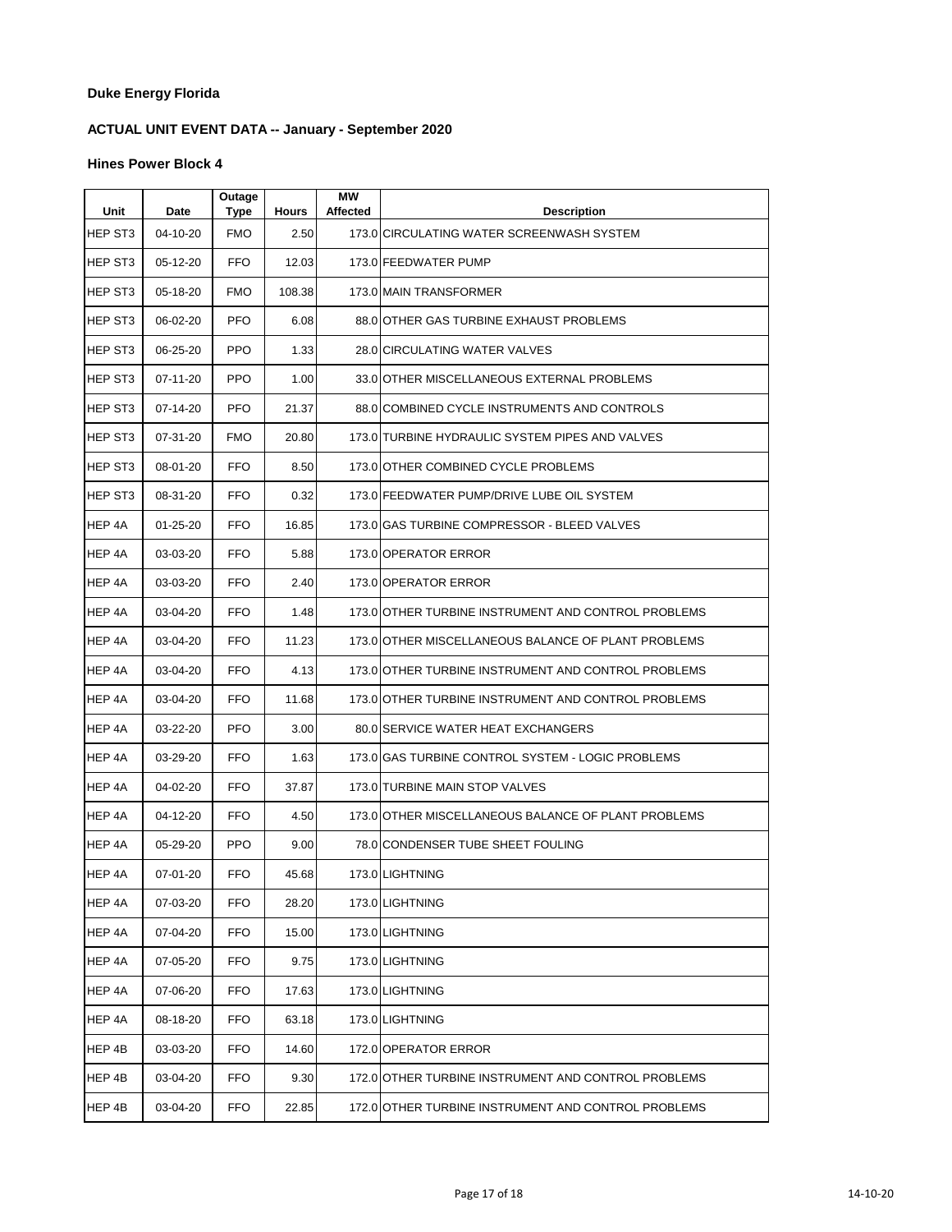**Duke Energy Florida**

**ACTUAL UNIT EVENT DATA -- January - September 2020**

**Hines Power Block 4**

| Unit | Date | Outage Type | Hours | MW Affected | Description |
|---|---|---|---|---|---|
| HEP ST3 | 04-10-20 | FMO | 2.50 | 173.0 | CIRCULATING WATER SCREENWASH SYSTEM |
| HEP ST3 | 05-12-20 | FFO | 12.03 | 173.0 | FEEDWATER PUMP |
| HEP ST3 | 05-18-20 | FMO | 108.38 | 173.0 | MAIN TRANSFORMER |
| HEP ST3 | 06-02-20 | PFO | 6.08 | 88.0 | OTHER GAS TURBINE EXHAUST PROBLEMS |
| HEP ST3 | 06-25-20 | PPO | 1.33 | 28.0 | CIRCULATING WATER VALVES |
| HEP ST3 | 07-11-20 | PPO | 1.00 | 33.0 | OTHER MISCELLANEOUS EXTERNAL PROBLEMS |
| HEP ST3 | 07-14-20 | PFO | 21.37 | 88.0 | COMBINED CYCLE INSTRUMENTS AND CONTROLS |
| HEP ST3 | 07-31-20 | FMO | 20.80 | 173.0 | TURBINE HYDRAULIC SYSTEM PIPES AND VALVES |
| HEP ST3 | 08-01-20 | FFO | 8.50 | 173.0 | OTHER COMBINED CYCLE PROBLEMS |
| HEP ST3 | 08-31-20 | FFO | 0.32 | 173.0 | FEEDWATER PUMP/DRIVE LUBE OIL SYSTEM |
| HEP 4A | 01-25-20 | FFO | 16.85 | 173.0 | GAS TURBINE COMPRESSOR - BLEED VALVES |
| HEP 4A | 03-03-20 | FFO | 5.88 | 173.0 | OPERATOR ERROR |
| HEP 4A | 03-03-20 | FFO | 2.40 | 173.0 | OPERATOR ERROR |
| HEP 4A | 03-04-20 | FFO | 1.48 | 173.0 | OTHER TURBINE INSTRUMENT AND CONTROL PROBLEMS |
| HEP 4A | 03-04-20 | FFO | 11.23 | 173.0 | OTHER MISCELLANEOUS BALANCE OF PLANT PROBLEMS |
| HEP 4A | 03-04-20 | FFO | 4.13 | 173.0 | OTHER TURBINE INSTRUMENT AND CONTROL PROBLEMS |
| HEP 4A | 03-04-20 | FFO | 11.68 | 173.0 | OTHER TURBINE INSTRUMENT AND CONTROL PROBLEMS |
| HEP 4A | 03-22-20 | PFO | 3.00 | 80.0 | SERVICE WATER HEAT EXCHANGERS |
| HEP 4A | 03-29-20 | FFO | 1.63 | 173.0 | GAS TURBINE CONTROL SYSTEM - LOGIC PROBLEMS |
| HEP 4A | 04-02-20 | FFO | 37.87 | 173.0 | TURBINE MAIN STOP VALVES |
| HEP 4A | 04-12-20 | FFO | 4.50 | 173.0 | OTHER MISCELLANEOUS BALANCE OF PLANT PROBLEMS |
| HEP 4A | 05-29-20 | PPO | 9.00 | 78.0 | CONDENSER TUBE SHEET FOULING |
| HEP 4A | 07-01-20 | FFO | 45.68 | 173.0 | LIGHTNING |
| HEP 4A | 07-03-20 | FFO | 28.20 | 173.0 | LIGHTNING |
| HEP 4A | 07-04-20 | FFO | 15.00 | 173.0 | LIGHTNING |
| HEP 4A | 07-05-20 | FFO | 9.75 | 173.0 | LIGHTNING |
| HEP 4A | 07-06-20 | FFO | 17.63 | 173.0 | LIGHTNING |
| HEP 4A | 08-18-20 | FFO | 63.18 | 173.0 | LIGHTNING |
| HEP 4B | 03-03-20 | FFO | 14.60 | 172.0 | OPERATOR ERROR |
| HEP 4B | 03-04-20 | FFO | 9.30 | 172.0 | OTHER TURBINE INSTRUMENT AND CONTROL PROBLEMS |
| HEP 4B | 03-04-20 | FFO | 22.85 | 172.0 | OTHER TURBINE INSTRUMENT AND CONTROL PROBLEMS |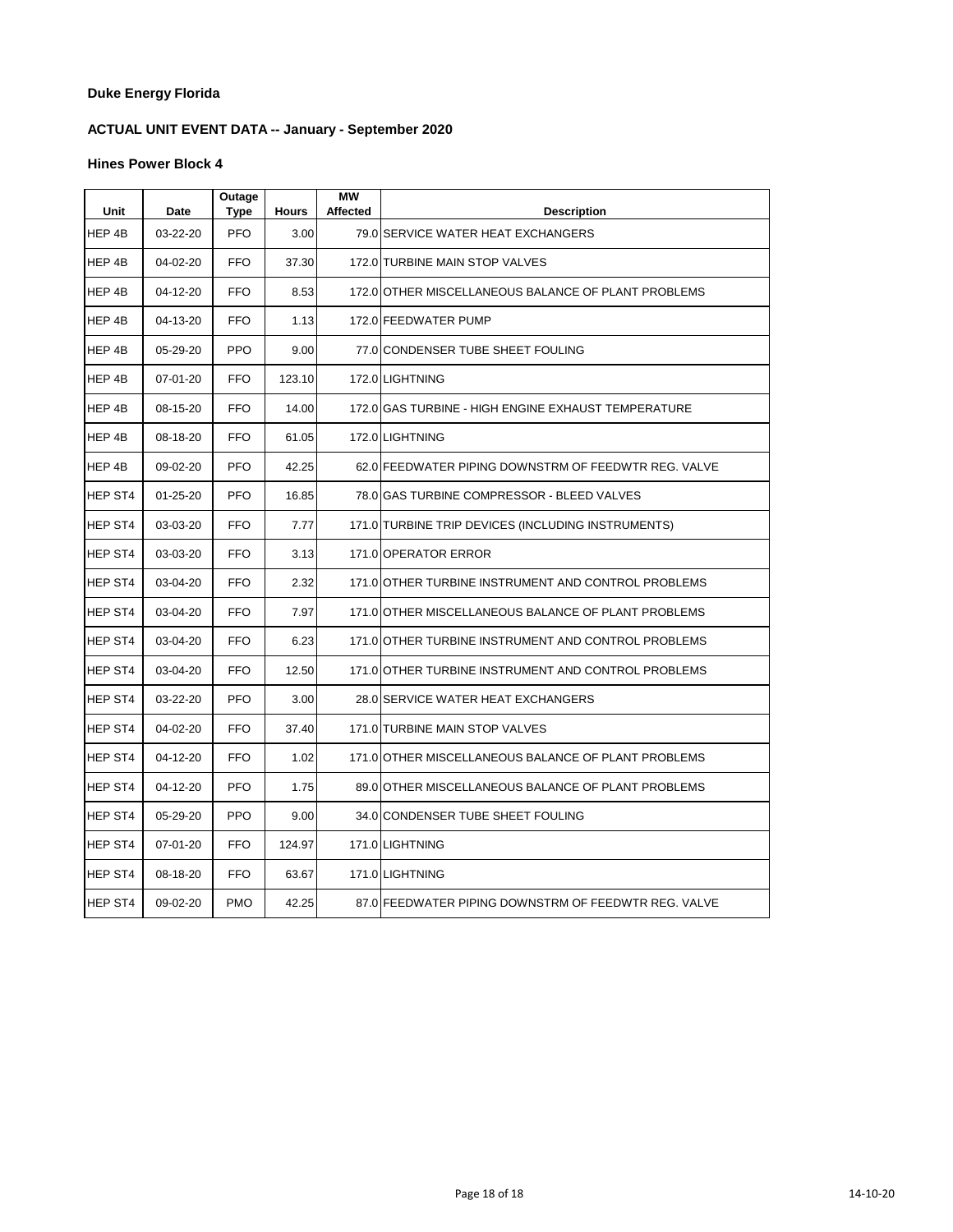**Duke Energy Florida**

**ACTUAL UNIT EVENT DATA -- January - September 2020**

**Hines Power Block 4**

| Unit | Date | Outage Type | Hours | MW Affected | Description |
|---|---|---|---|---|---|
| HEP 4B | 03-22-20 | PFO | 3.00 | 79.0 | SERVICE WATER HEAT EXCHANGERS |
| HEP 4B | 04-02-20 | FFO | 37.30 | 172.0 | TURBINE MAIN STOP VALVES |
| HEP 4B | 04-12-20 | FFO | 8.53 | 172.0 | OTHER MISCELLANEOUS BALANCE OF PLANT PROBLEMS |
| HEP 4B | 04-13-20 | FFO | 1.13 | 172.0 | FEEDWATER PUMP |
| HEP 4B | 05-29-20 | PPO | 9.00 | 77.0 | CONDENSER TUBE SHEET FOULING |
| HEP 4B | 07-01-20 | FFO | 123.10 | 172.0 | LIGHTNING |
| HEP 4B | 08-15-20 | FFO | 14.00 | 172.0 | GAS TURBINE - HIGH ENGINE EXHAUST TEMPERATURE |
| HEP 4B | 08-18-20 | FFO | 61.05 | 172.0 | LIGHTNING |
| HEP 4B | 09-02-20 | PFO | 42.25 | 62.0 | FEEDWATER PIPING DOWNSTRM OF FEEDWTR REG. VALVE |
| HEP ST4 | 01-25-20 | PFO | 16.85 | 78.0 | GAS TURBINE COMPRESSOR - BLEED VALVES |
| HEP ST4 | 03-03-20 | FFO | 7.77 | 171.0 | TURBINE TRIP DEVICES (INCLUDING INSTRUMENTS) |
| HEP ST4 | 03-03-20 | FFO | 3.13 | 171.0 | OPERATOR ERROR |
| HEP ST4 | 03-04-20 | FFO | 2.32 | 171.0 | OTHER TURBINE INSTRUMENT AND CONTROL PROBLEMS |
| HEP ST4 | 03-04-20 | FFO | 7.97 | 171.0 | OTHER MISCELLANEOUS BALANCE OF PLANT PROBLEMS |
| HEP ST4 | 03-04-20 | FFO | 6.23 | 171.0 | OTHER TURBINE INSTRUMENT AND CONTROL PROBLEMS |
| HEP ST4 | 03-04-20 | FFO | 12.50 | 171.0 | OTHER TURBINE INSTRUMENT AND CONTROL PROBLEMS |
| HEP ST4 | 03-22-20 | PFO | 3.00 | 28.0 | SERVICE WATER HEAT EXCHANGERS |
| HEP ST4 | 04-02-20 | FFO | 37.40 | 171.0 | TURBINE MAIN STOP VALVES |
| HEP ST4 | 04-12-20 | FFO | 1.02 | 171.0 | OTHER MISCELLANEOUS BALANCE OF PLANT PROBLEMS |
| HEP ST4 | 04-12-20 | PFO | 1.75 | 89.0 | OTHER MISCELLANEOUS BALANCE OF PLANT PROBLEMS |
| HEP ST4 | 05-29-20 | PPO | 9.00 | 34.0 | CONDENSER TUBE SHEET FOULING |
| HEP ST4 | 07-01-20 | FFO | 124.97 | 171.0 | LIGHTNING |
| HEP ST4 | 08-18-20 | FFO | 63.67 | 171.0 | LIGHTNING |
| HEP ST4 | 09-02-20 | PMO | 42.25 | 87.0 | FEEDWATER PIPING DOWNSTRM OF FEEDWTR REG. VALVE |

14-10-20